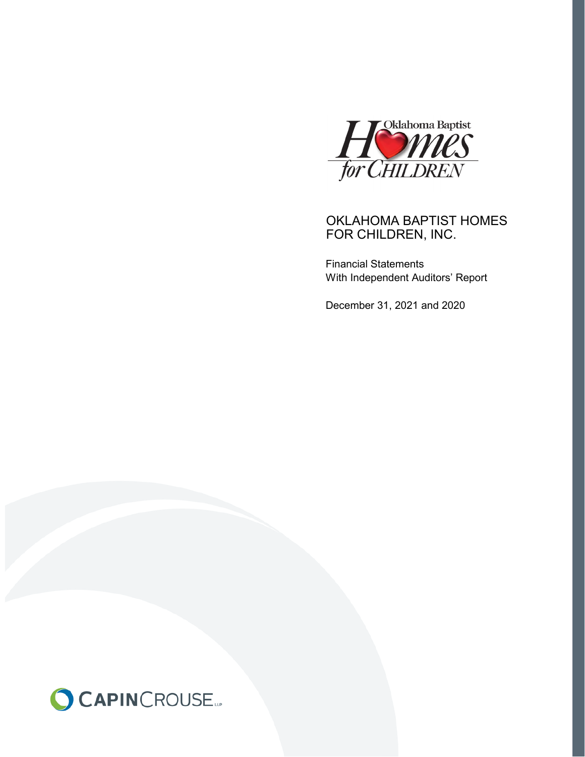Oklahoma Baptist Homes for CHILDREN

# OKLAHOMA BAPTIST HOMES FOR CHILDREN, INC.

Financial Statements
With Independent Auditors' Report

December 31, 2021 and 2020

CAPINCROUSE LLP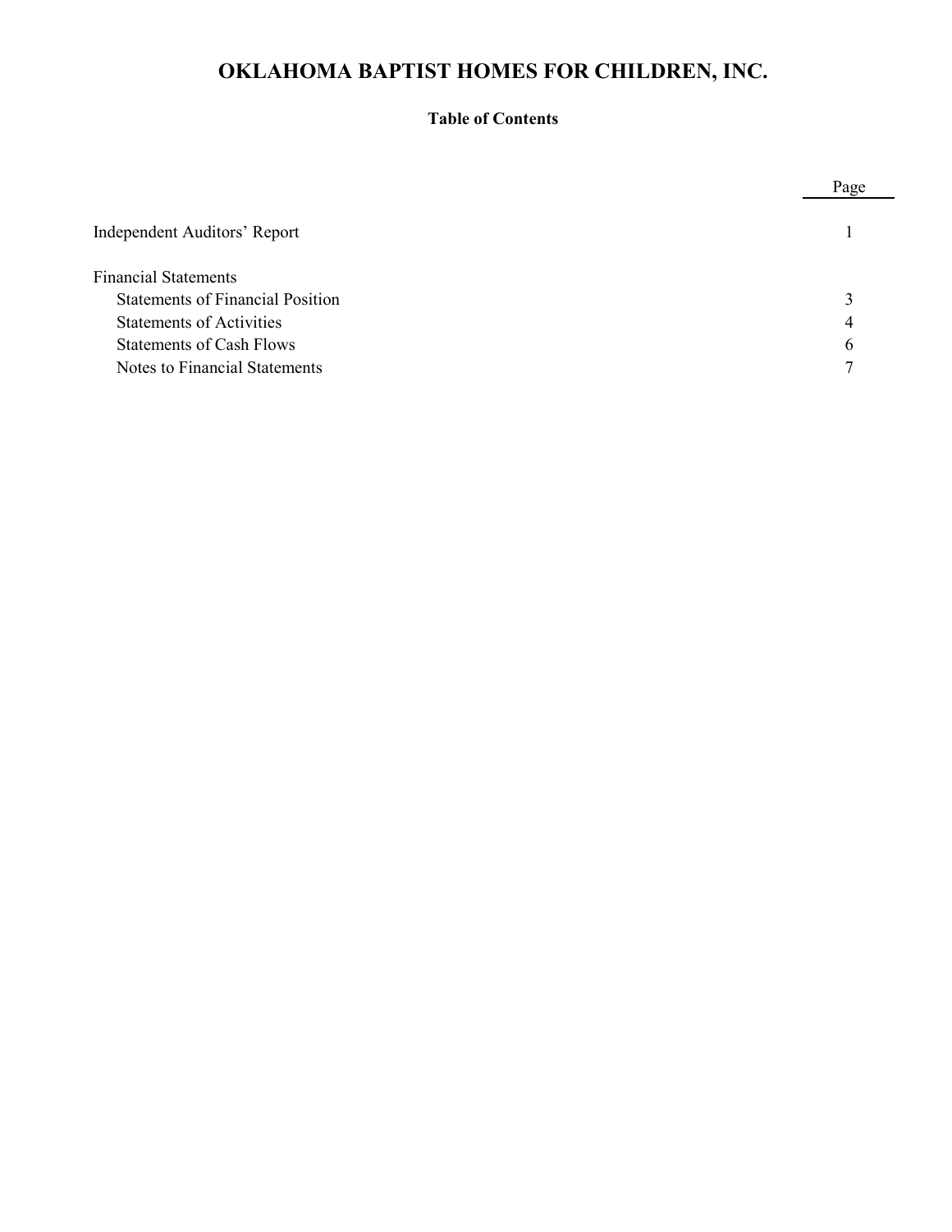# OKLAHOMA BAPTIST HOMES FOR CHILDREN, INC.

**Table of Contents**

| | Page |
|---|---|
| Independent Auditors' Report | 1 |
| Financial Statements | |
| Statements of Financial Position | 3 |
| Statements of Activities | 4 |
| Statements of Cash Flows | 6 |
| Notes to Financial Statements | 7 |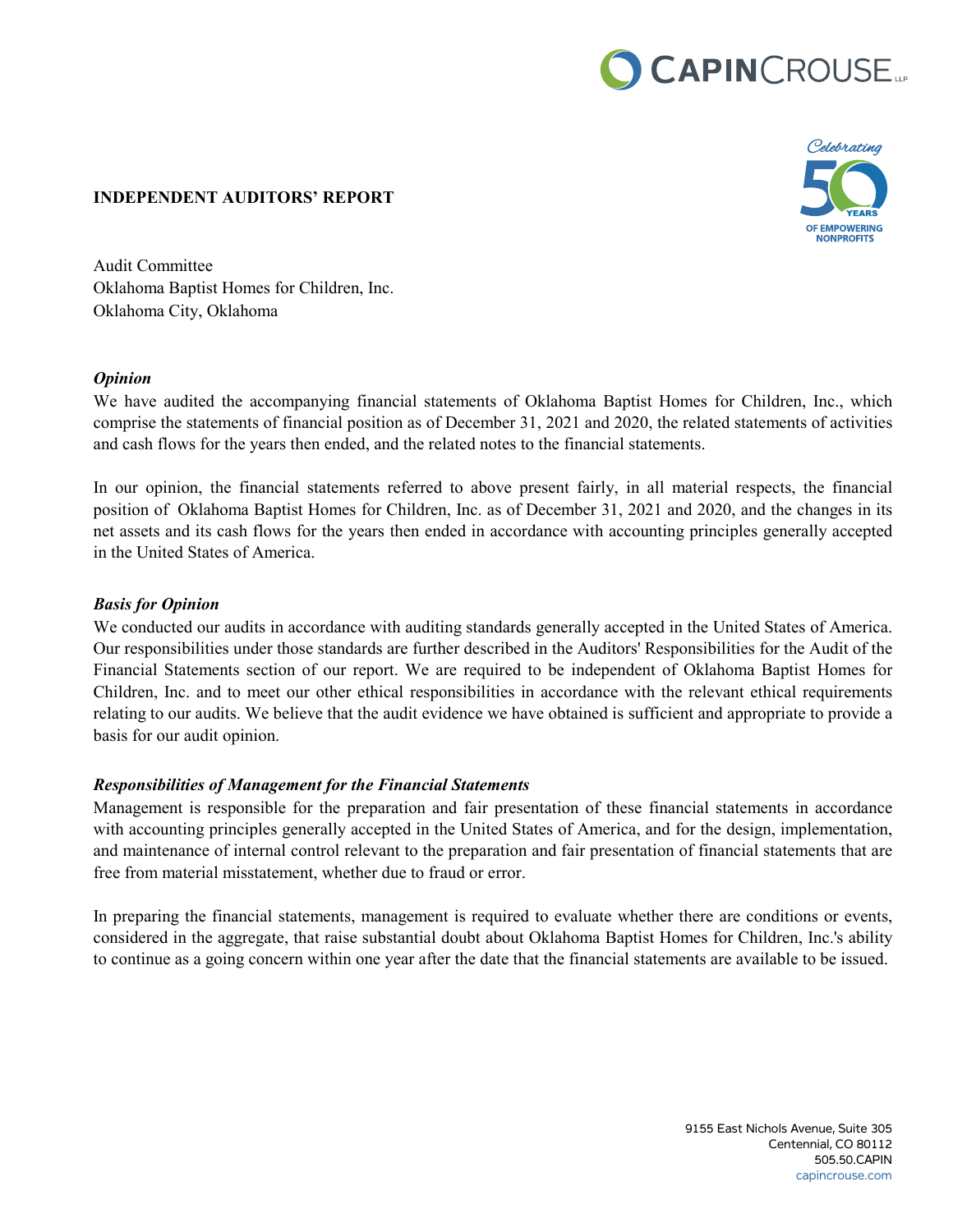## INDEPENDENT AUDITORS' REPORT

Audit Committee
Oklahoma Baptist Homes for Children, Inc.
Oklahoma City, Oklahoma

### *Opinion*

We have audited the accompanying financial statements of Oklahoma Baptist Homes for Children, Inc., which comprise the statements of financial position as of December 31, 2021 and 2020, the related statements of activities and cash flows for the years then ended, and the related notes to the financial statements.

In our opinion, the financial statements referred to above present fairly, in all material respects, the financial position of Oklahoma Baptist Homes for Children, Inc. as of December 31, 2021 and 2020, and the changes in its net assets and its cash flows for the years then ended in accordance with accounting principles generally accepted in the United States of America.

### *Basis for Opinion*

We conducted our audits in accordance with auditing standards generally accepted in the United States of America. Our responsibilities under those standards are further described in the Auditors' Responsibilities for the Audit of the Financial Statements section of our report. We are required to be independent of Oklahoma Baptist Homes for Children, Inc. and to meet our other ethical responsibilities in accordance with the relevant ethical requirements relating to our audits. We believe that the audit evidence we have obtained is sufficient and appropriate to provide a basis for our audit opinion.

### *Responsibilities of Management for the Financial Statements*

Management is responsible for the preparation and fair presentation of these financial statements in accordance with accounting principles generally accepted in the United States of America, and for the design, implementation, and maintenance of internal control relevant to the preparation and fair presentation of financial statements that are free from material misstatement, whether due to fraud or error.

In preparing the financial statements, management is required to evaluate whether there are conditions or events, considered in the aggregate, that raise substantial doubt about Oklahoma Baptist Homes for Children, Inc.'s ability to continue as a going concern within one year after the date that the financial statements are available to be issued.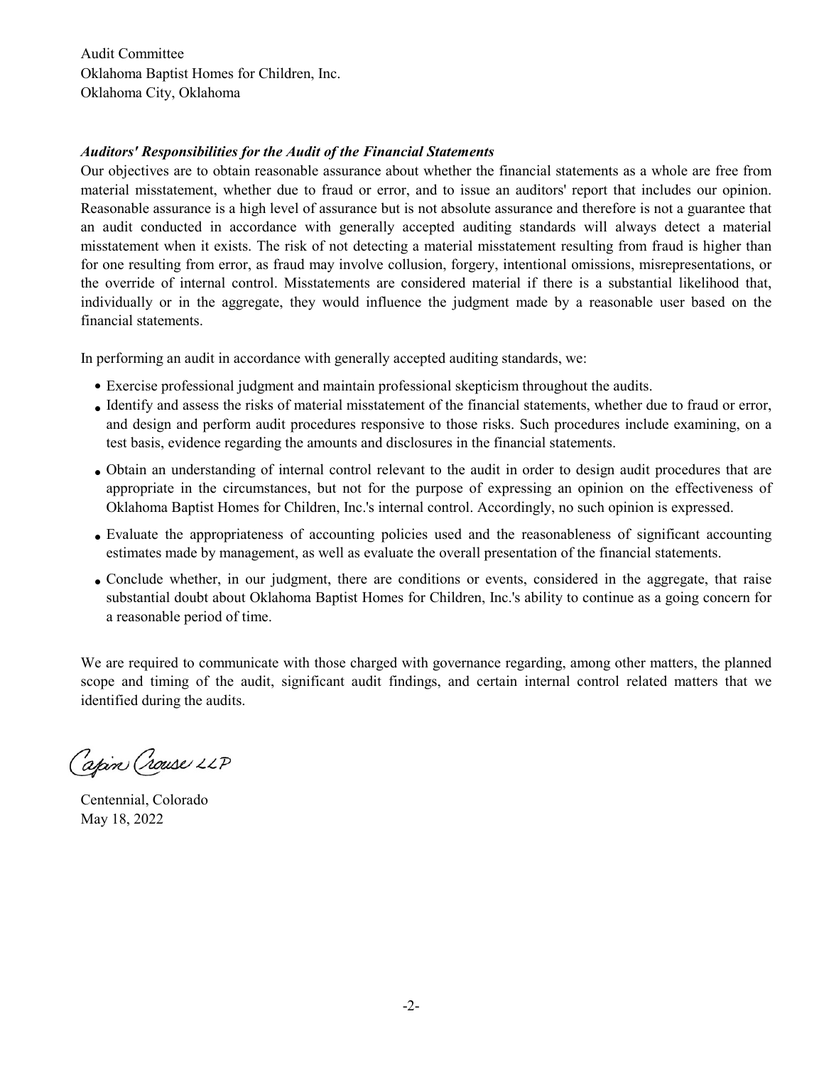Audit Committee
Oklahoma Baptist Homes for Children, Inc.
Oklahoma City, Oklahoma

***Auditors' Responsibilities for the Audit of the Financial Statements***

Our objectives are to obtain reasonable assurance about whether the financial statements as a whole are free from material misstatement, whether due to fraud or error, and to issue an auditors' report that includes our opinion. Reasonable assurance is a high level of assurance but is not absolute assurance and therefore is not a guarantee that an audit conducted in accordance with generally accepted auditing standards will always detect a material misstatement when it exists. The risk of not detecting a material misstatement resulting from fraud is higher than for one resulting from error, as fraud may involve collusion, forgery, intentional omissions, misrepresentations, or the override of internal control. Misstatements are considered material if there is a substantial likelihood that, individually or in the aggregate, they would influence the judgment made by a reasonable user based on the financial statements.

In performing an audit in accordance with generally accepted auditing standards, we:

- Exercise professional judgment and maintain professional skepticism throughout the audits.
- Identify and assess the risks of material misstatement of the financial statements, whether due to fraud or error, and design and perform audit procedures responsive to those risks. Such procedures include examining, on a test basis, evidence regarding the amounts and disclosures in the financial statements.
- Obtain an understanding of internal control relevant to the audit in order to design audit procedures that are appropriate in the circumstances, but not for the purpose of expressing an opinion on the effectiveness of Oklahoma Baptist Homes for Children, Inc.'s internal control. Accordingly, no such opinion is expressed.
- Evaluate the appropriateness of accounting policies used and the reasonableness of significant accounting estimates made by management, as well as evaluate the overall presentation of the financial statements.
- Conclude whether, in our judgment, there are conditions or events, considered in the aggregate, that raise substantial doubt about Oklahoma Baptist Homes for Children, Inc.'s ability to continue as a going concern for a reasonable period of time.

We are required to communicate with those charged with governance regarding, among other matters, the planned scope and timing of the audit, significant audit findings, and certain internal control related matters that we identified during the audits.

Capin Crouse LLP

Centennial, Colorado
May 18, 2022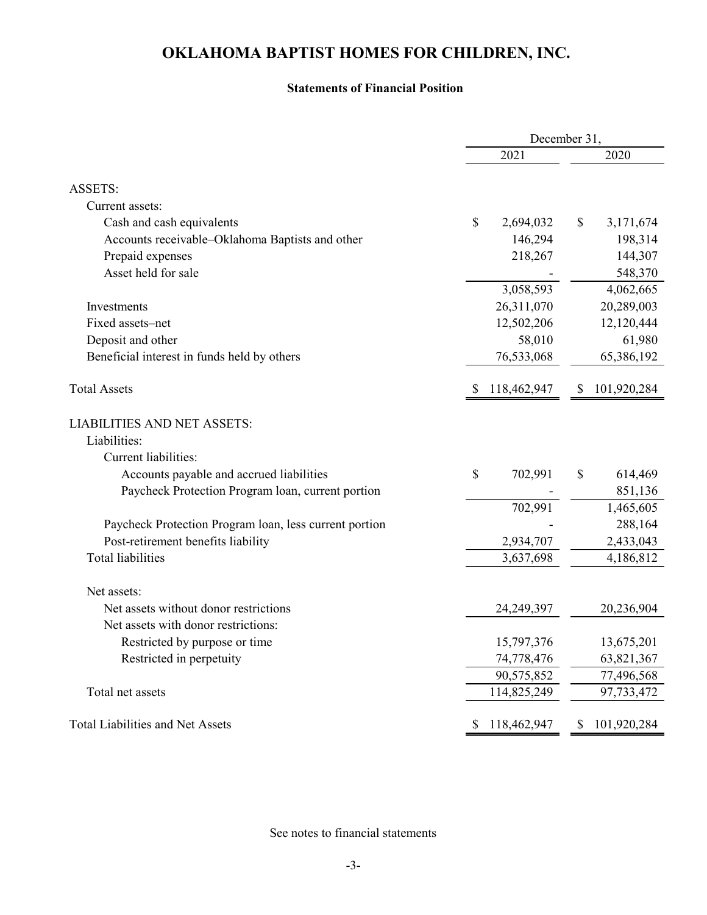# OKLAHOMA BAPTIST HOMES FOR CHILDREN, INC.

### Statements of Financial Position

| | December 31, 2021 | December 31, 2020 |
|---|---|---|
| ASSETS: | | |
| Current assets: | | |
| Cash and cash equivalents | $ 2,694,032 | $ 3,171,674 |
| Accounts receivable–Oklahoma Baptists and other | 146,294 | 198,314 |
| Prepaid expenses | 218,267 | 144,307 |
| Asset held for sale | - | 548,370 |
| | 3,058,593 | 4,062,665 |
| Investments | 26,311,070 | 20,289,003 |
| Fixed assets–net | 12,502,206 | 12,120,444 |
| Deposit and other | 58,010 | 61,980 |
| Beneficial interest in funds held by others | 76,533,068 | 65,386,192 |
| Total Assets | $ 118,462,947 | $ 101,920,284 |
| LIABILITIES AND NET ASSETS: | | |
| Liabilities: | | |
| Current liabilities: | | |
| Accounts payable and accrued liabilities | $ 702,991 | $ 614,469 |
| Paycheck Protection Program loan, current portion | - | 851,136 |
| | 702,991 | 1,465,605 |
| Paycheck Protection Program loan, less current portion | - | 288,164 |
| Post-retirement benefits liability | 2,934,707 | 2,433,043 |
| Total liabilities | 3,637,698 | 4,186,812 |
| Net assets: | | |
| Net assets without donor restrictions | 24,249,397 | 20,236,904 |
| Net assets with donor restrictions: | | |
| Restricted by purpose or time | 15,797,376 | 13,675,201 |
| Restricted in perpetuity | 74,778,476 | 63,821,367 |
| | 90,575,852 | 77,496,568 |
| Total net assets | 114,825,249 | 97,733,472 |
| Total Liabilities and Net Assets | $ 118,462,947 | $ 101,920,284 |

See notes to financial statements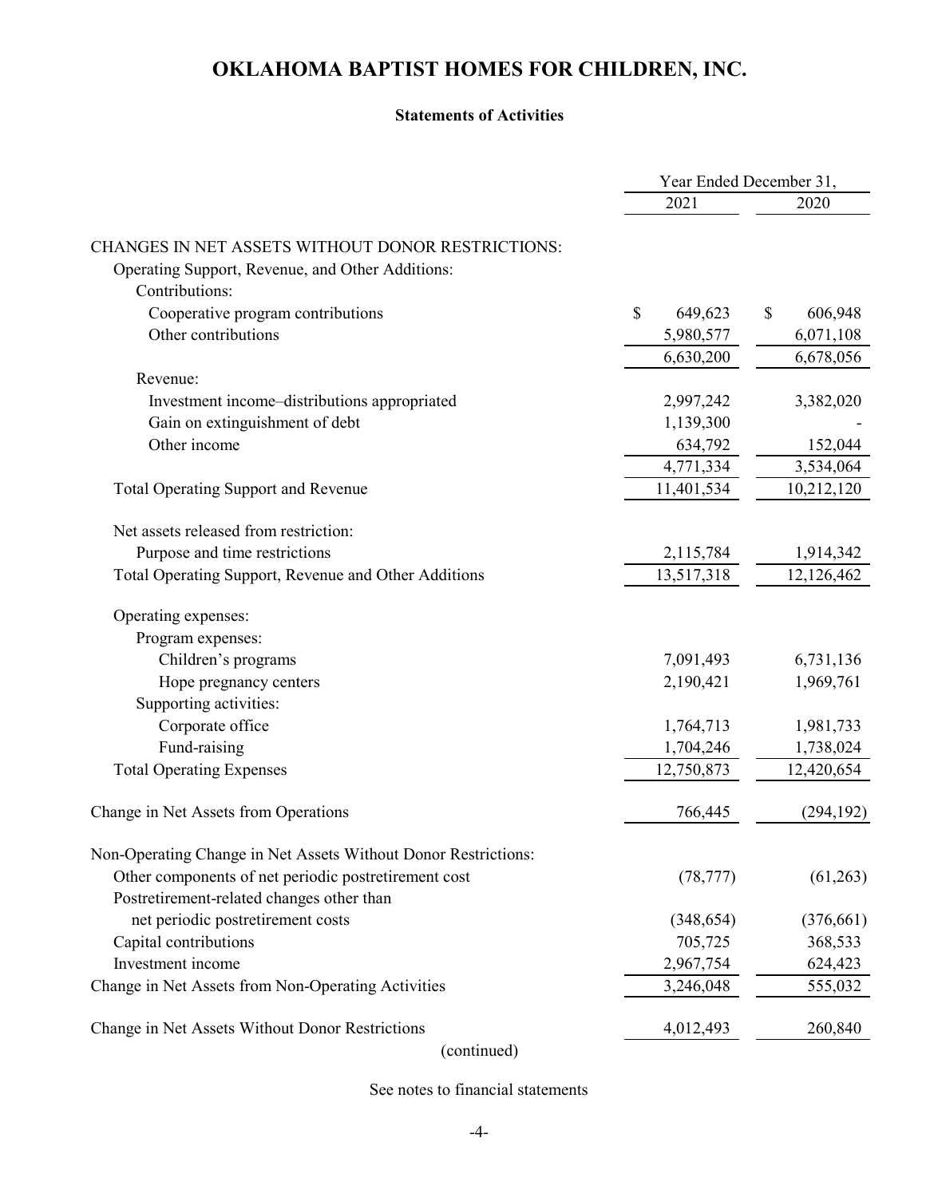# OKLAHOMA BAPTIST HOMES FOR CHILDREN, INC.

**Statements of Activities**

| | Year Ended December 31, | |
|---|---|---|
| | 2021 | 2020 |
| CHANGES IN NET ASSETS WITHOUT DONOR RESTRICTIONS: | | |
| Operating Support, Revenue, and Other Additions: | | |
| Contributions: | | |
| Cooperative program contributions | $ 649,623 | $ 606,948 |
| Other contributions | 5,980,577 | 6,071,108 |
| | 6,630,200 | 6,678,056 |
| Revenue: | | |
| Investment income–distributions appropriated | 2,997,242 | 3,382,020 |
| Gain on extinguishment of debt | 1,139,300 | - |
| Other income | 634,792 | 152,044 |
| | 4,771,334 | 3,534,064 |
| Total Operating Support and Revenue | 11,401,534 | 10,212,120 |
| Net assets released from restriction: | | |
| Purpose and time restrictions | 2,115,784 | 1,914,342 |
| Total Operating Support, Revenue and Other Additions | 13,517,318 | 12,126,462 |
| Operating expenses: | | |
| Program expenses: | | |
| Children's programs | 7,091,493 | 6,731,136 |
| Hope pregnancy centers | 2,190,421 | 1,969,761 |
| Supporting activities: | | |
| Corporate office | 1,764,713 | 1,981,733 |
| Fund-raising | 1,704,246 | 1,738,024 |
| Total Operating Expenses | 12,750,873 | 12,420,654 |
| Change in Net Assets from Operations | 766,445 | (294,192) |
| Non-Operating Change in Net Assets Without Donor Restrictions: | | |
| Other components of net periodic postretirement cost | (78,777) | (61,263) |
| Postretirement-related changes other than net periodic postretirement costs | (348,654) | (376,661) |
| Capital contributions | 705,725 | 368,533 |
| Investment income | 2,967,754 | 624,423 |
| Change in Net Assets from Non-Operating Activities | 3,246,048 | 555,032 |
| Change in Net Assets Without Donor Restrictions | 4,012,493 | 260,840 |

(continued)

See notes to financial statements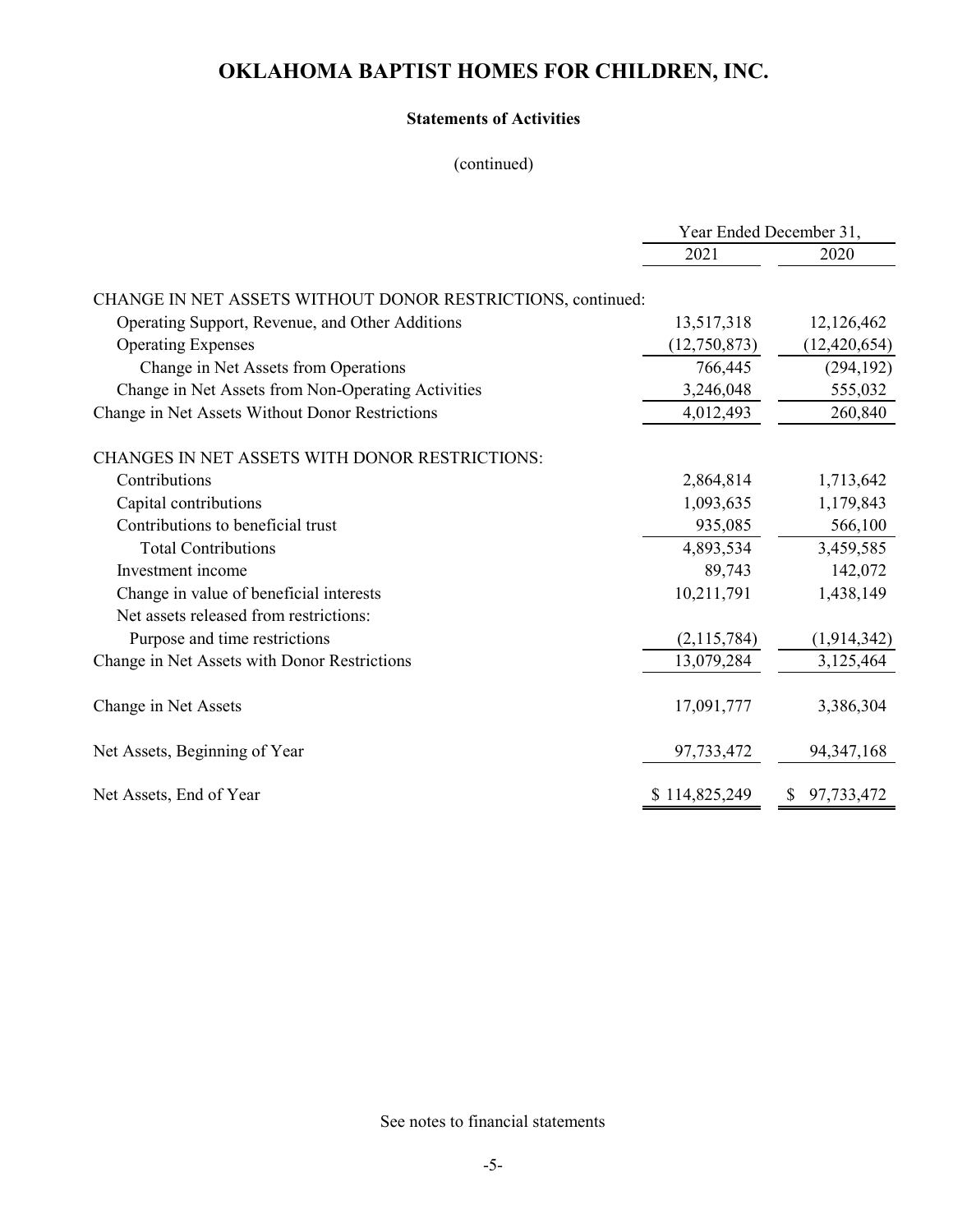# OKLAHOMA BAPTIST HOMES FOR CHILDREN, INC.

**Statements of Activities**

(continued)

| | Year Ended December 31, | |
|---|---|---|
| | 2021 | 2020 |
| CHANGE IN NET ASSETS WITHOUT DONOR RESTRICTIONS, continued: | | |
| Operating Support, Revenue, and Other Additions | 13,517,318 | 12,126,462 |
| Operating Expenses | (12,750,873) | (12,420,654) |
| Change in Net Assets from Operations | 766,445 | (294,192) |
| Change in Net Assets from Non-Operating Activities | 3,246,048 | 555,032 |
| Change in Net Assets Without Donor Restrictions | 4,012,493 | 260,840 |
| CHANGES IN NET ASSETS WITH DONOR RESTRICTIONS: | | |
| Contributions | 2,864,814 | 1,713,642 |
| Capital contributions | 1,093,635 | 1,179,843 |
| Contributions to beneficial trust | 935,085 | 566,100 |
| Total Contributions | 4,893,534 | 3,459,585 |
| Investment income | 89,743 | 142,072 |
| Change in value of beneficial interests | 10,211,791 | 1,438,149 |
| Net assets released from restrictions: | | |
| Purpose and time restrictions | (2,115,784) | (1,914,342) |
| Change in Net Assets with Donor Restrictions | 13,079,284 | 3,125,464 |
| Change in Net Assets | 17,091,777 | 3,386,304 |
| Net Assets, Beginning of Year | 97,733,472 | 94,347,168 |
| Net Assets, End of Year | $ 114,825,249 | $ 97,733,472 |

See notes to financial statements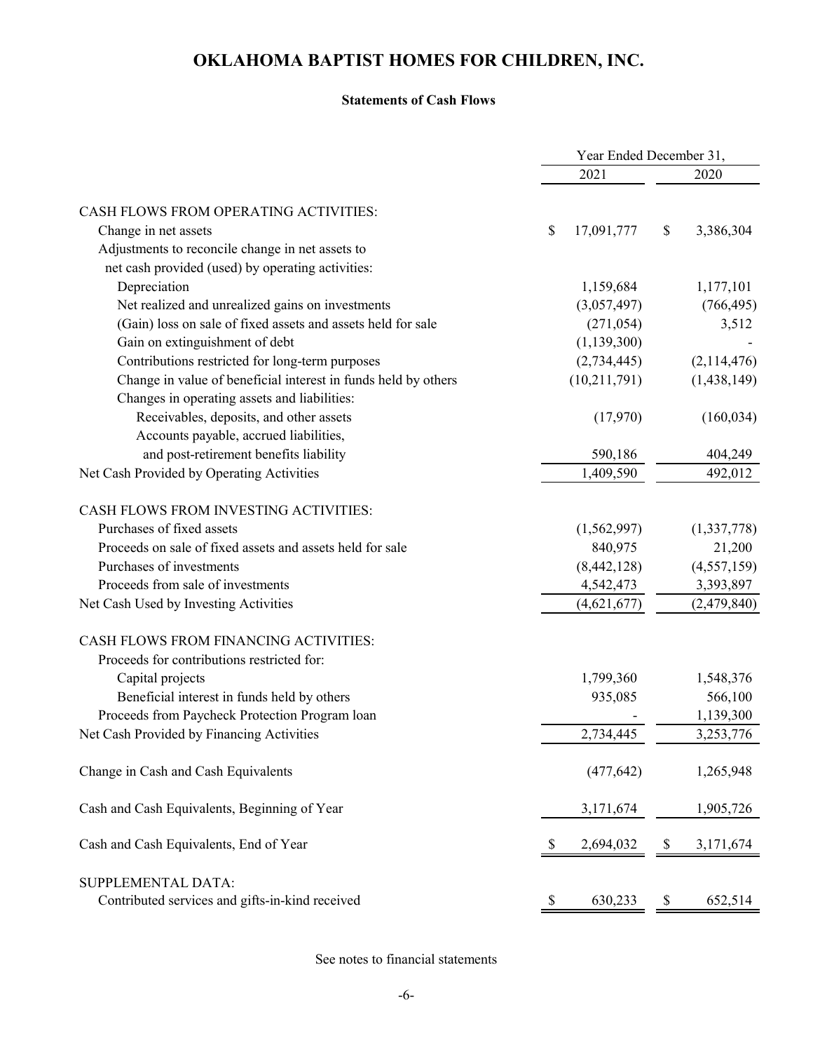# OKLAHOMA BAPTIST HOMES FOR CHILDREN, INC.

**Statements of Cash Flows**

| | Year Ended December 31, | |
|---|---|---|
| | 2021 | 2020 |
| CASH FLOWS FROM OPERATING ACTIVITIES: | | |
| Change in net assets | $ 17,091,777 | $ 3,386,304 |
| Adjustments to reconcile change in net assets to net cash provided (used) by operating activities: | | |
| Depreciation | 1,159,684 | 1,177,101 |
| Net realized and unrealized gains on investments | (3,057,497) | (766,495) |
| (Gain) loss on sale of fixed assets and assets held for sale | (271,054) | 3,512 |
| Gain on extinguishment of debt | (1,139,300) | - |
| Contributions restricted for long-term purposes | (2,734,445) | (2,114,476) |
| Change in value of beneficial interest in funds held by others | (10,211,791) | (1,438,149) |
| Changes in operating assets and liabilities: | | |
| Receivables, deposits, and other assets | (17,970) | (160,034) |
| Accounts payable, accrued liabilities, and post-retirement benefits liability | 590,186 | 404,249 |
| Net Cash Provided by Operating Activities | 1,409,590 | 492,012 |
| CASH FLOWS FROM INVESTING ACTIVITIES: | | |
| Purchases of fixed assets | (1,562,997) | (1,337,778) |
| Proceeds on sale of fixed assets and assets held for sale | 840,975 | 21,200 |
| Purchases of investments | (8,442,128) | (4,557,159) |
| Proceeds from sale of investments | 4,542,473 | 3,393,897 |
| Net Cash Used by Investing Activities | (4,621,677) | (2,479,840) |
| CASH FLOWS FROM FINANCING ACTIVITIES: | | |
| Proceeds for contributions restricted for: | | |
| Capital projects | 1,799,360 | 1,548,376 |
| Beneficial interest in funds held by others | 935,085 | 566,100 |
| Proceeds from Paycheck Protection Program loan | - | 1,139,300 |
| Net Cash Provided by Financing Activities | 2,734,445 | 3,253,776 |
| Change in Cash and Cash Equivalents | (477,642) | 1,265,948 |
| Cash and Cash Equivalents, Beginning of Year | 3,171,674 | 1,905,726 |
| Cash and Cash Equivalents, End of Year | $ 2,694,032 | $ 3,171,674 |
| SUPPLEMENTAL DATA: | | |
| Contributed services and gifts-in-kind received | $ 630,233 | $ 652,514 |

See notes to financial statements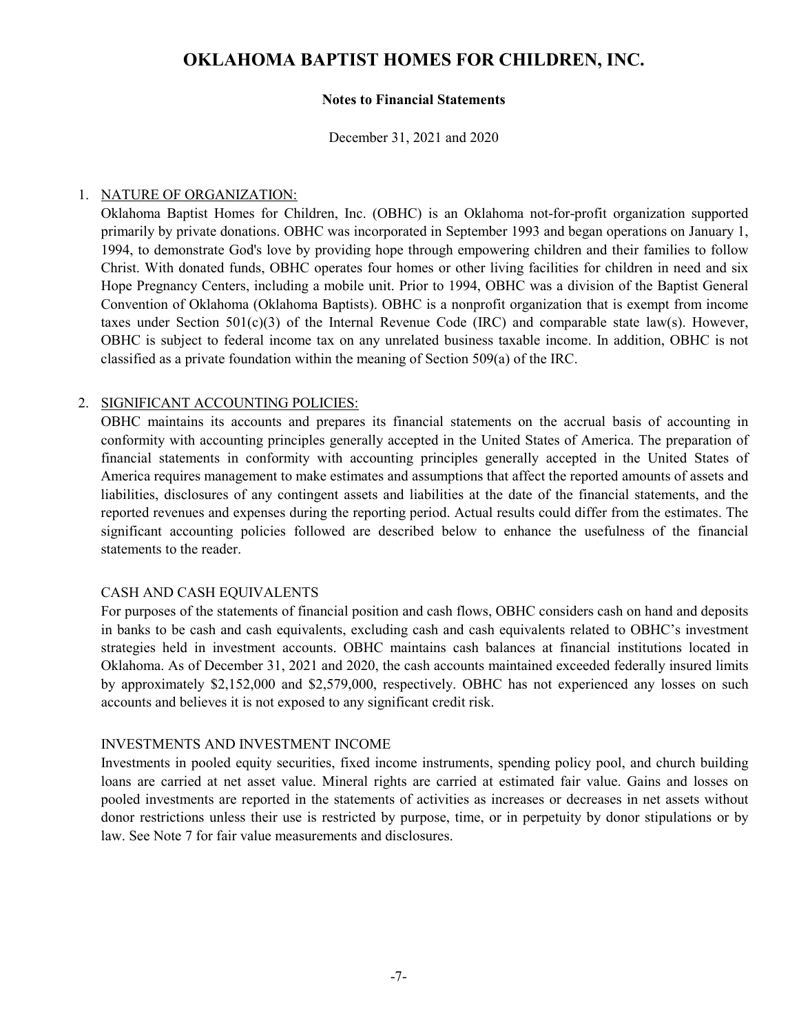# OKLAHOMA BAPTIST HOMES FOR CHILDREN, INC.

**Notes to Financial Statements**

December 31, 2021 and 2020

1. NATURE OF ORGANIZATION:

   Oklahoma Baptist Homes for Children, Inc. (OBHC) is an Oklahoma not-for-profit organization supported primarily by private donations. OBHC was incorporated in September 1993 and began operations on January 1, 1994, to demonstrate God's love by providing hope through empowering children and their families to follow Christ. With donated funds, OBHC operates four homes or other living facilities for children in need and six Hope Pregnancy Centers, including a mobile unit. Prior to 1994, OBHC was a division of the Baptist General Convention of Oklahoma (Oklahoma Baptists). OBHC is a nonprofit organization that is exempt from income taxes under Section 501(c)(3) of the Internal Revenue Code (IRC) and comparable state law(s). However, OBHC is subject to federal income tax on any unrelated business taxable income. In addition, OBHC is not classified as a private foundation within the meaning of Section 509(a) of the IRC.

2. SIGNIFICANT ACCOUNTING POLICIES:

   OBHC maintains its accounts and prepares its financial statements on the accrual basis of accounting in conformity with accounting principles generally accepted in the United States of America. The preparation of financial statements in conformity with accounting principles generally accepted in the United States of America requires management to make estimates and assumptions that affect the reported amounts of assets and liabilities, disclosures of any contingent assets and liabilities at the date of the financial statements, and the reported revenues and expenses during the reporting period. Actual results could differ from the estimates. The significant accounting policies followed are described below to enhance the usefulness of the financial statements to the reader.

   CASH AND CASH EQUIVALENTS

   For purposes of the statements of financial position and cash flows, OBHC considers cash on hand and deposits in banks to be cash and cash equivalents, excluding cash and cash equivalents related to OBHC's investment strategies held in investment accounts. OBHC maintains cash balances at financial institutions located in Oklahoma. As of December 31, 2021 and 2020, the cash accounts maintained exceeded federally insured limits by approximately $2,152,000 and $2,579,000, respectively. OBHC has not experienced any losses on such accounts and believes it is not exposed to any significant credit risk.

   INVESTMENTS AND INVESTMENT INCOME

   Investments in pooled equity securities, fixed income instruments, spending policy pool, and church building loans are carried at net asset value. Mineral rights are carried at estimated fair value. Gains and losses on pooled investments are reported in the statements of activities as increases or decreases in net assets without donor restrictions unless their use is restricted by purpose, time, or in perpetuity by donor stipulations or by law. See Note 7 for fair value measurements and disclosures.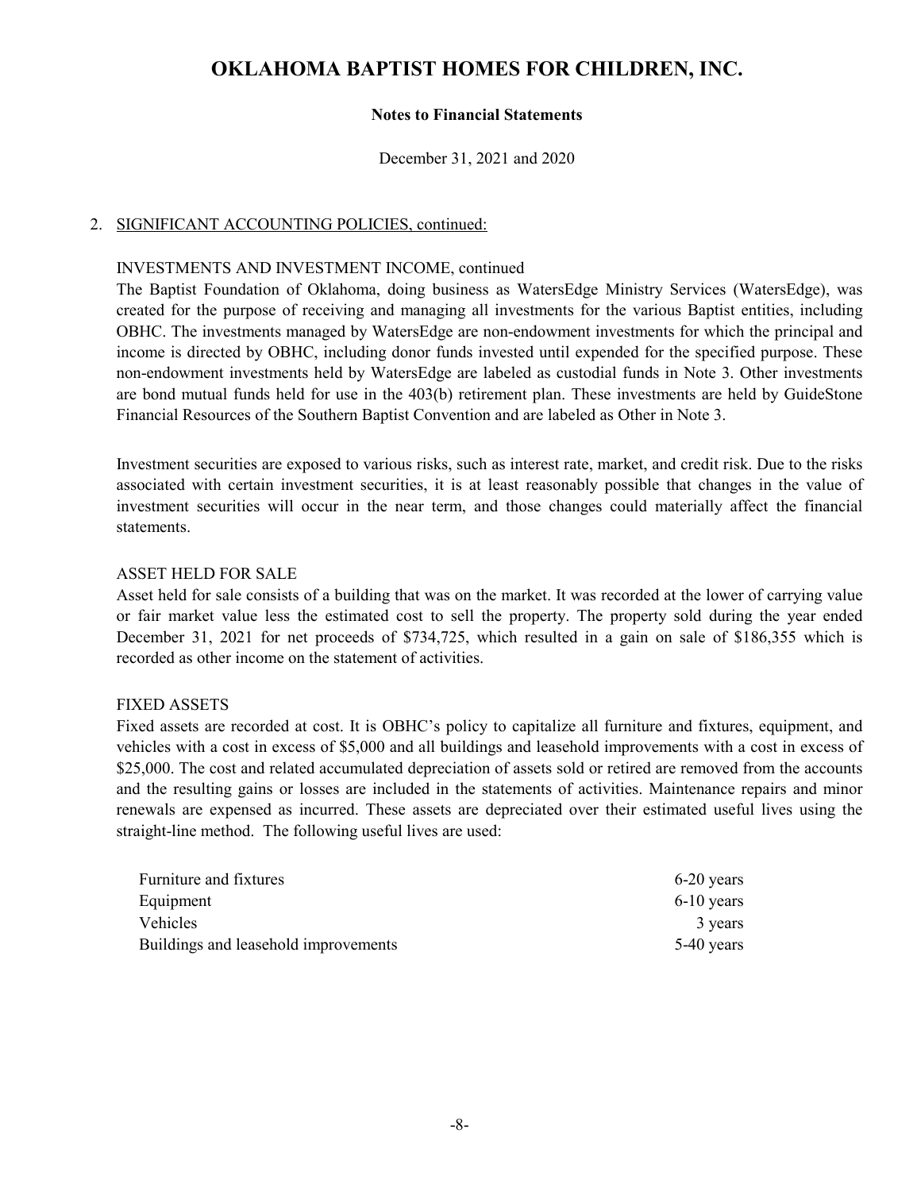# OKLAHOMA BAPTIST HOMES FOR CHILDREN, INC.

**Notes to Financial Statements**

December 31, 2021 and 2020

2. SIGNIFICANT ACCOUNTING POLICIES, continued:

INVESTMENTS AND INVESTMENT INCOME, continued

The Baptist Foundation of Oklahoma, doing business as WatersEdge Ministry Services (WatersEdge), was created for the purpose of receiving and managing all investments for the various Baptist entities, including OBHC. The investments managed by WatersEdge are non-endowment investments for which the principal and income is directed by OBHC, including donor funds invested until expended for the specified purpose. These non-endowment investments held by WatersEdge are labeled as custodial funds in Note 3. Other investments are bond mutual funds held for use in the 403(b) retirement plan. These investments are held by GuideStone Financial Resources of the Southern Baptist Convention and are labeled as Other in Note 3.

Investment securities are exposed to various risks, such as interest rate, market, and credit risk. Due to the risks associated with certain investment securities, it is at least reasonably possible that changes in the value of investment securities will occur in the near term, and those changes could materially affect the financial statements.

ASSET HELD FOR SALE

Asset held for sale consists of a building that was on the market. It was recorded at the lower of carrying value or fair market value less the estimated cost to sell the property. The property sold during the year ended December 31, 2021 for net proceeds of $734,725, which resulted in a gain on sale of $186,355 which is recorded as other income on the statement of activities.

FIXED ASSETS

Fixed assets are recorded at cost. It is OBHC's policy to capitalize all furniture and fixtures, equipment, and vehicles with a cost in excess of $5,000 and all buildings and leasehold improvements with a cost in excess of $25,000. The cost and related accumulated depreciation of assets sold or retired are removed from the accounts and the resulting gains or losses are included in the statements of activities. Maintenance repairs and minor renewals are expensed as incurred. These assets are depreciated over their estimated useful lives using the straight-line method. The following useful lives are used:

| | |
|---|---|
| Furniture and fixtures | 6-20 years |
| Equipment | 6-10 years |
| Vehicles | 3 years |
| Buildings and leasehold improvements | 5-40 years |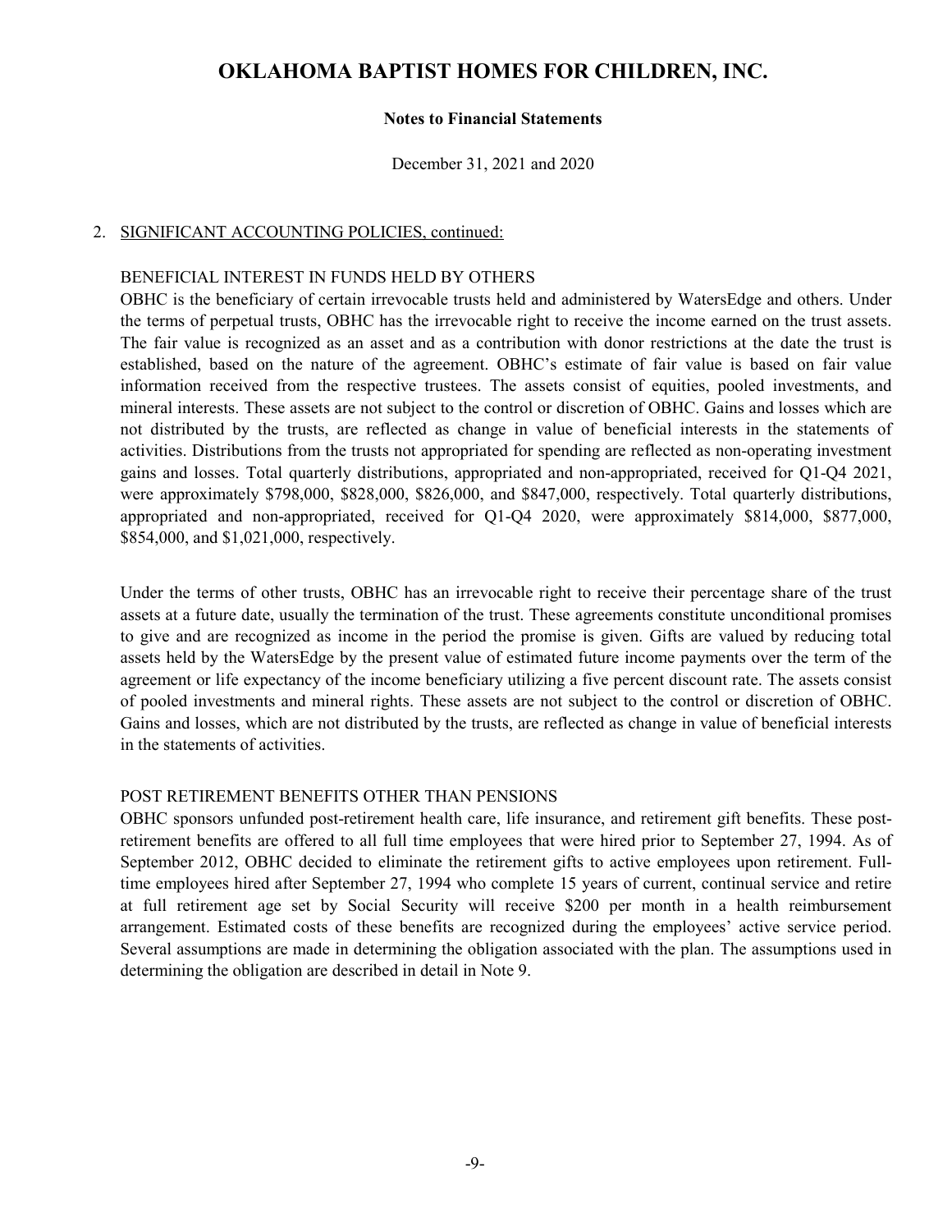# OKLAHOMA BAPTIST HOMES FOR CHILDREN, INC.

**Notes to Financial Statements**

December 31, 2021 and 2020

2. SIGNIFICANT ACCOUNTING POLICIES, continued:

BENEFICIAL INTEREST IN FUNDS HELD BY OTHERS

OBHC is the beneficiary of certain irrevocable trusts held and administered by WatersEdge and others. Under the terms of perpetual trusts, OBHC has the irrevocable right to receive the income earned on the trust assets. The fair value is recognized as an asset and as a contribution with donor restrictions at the date the trust is established, based on the nature of the agreement. OBHC's estimate of fair value is based on fair value information received from the respective trustees. The assets consist of equities, pooled investments, and mineral interests. These assets are not subject to the control or discretion of OBHC. Gains and losses which are not distributed by the trusts, are reflected as change in value of beneficial interests in the statements of activities. Distributions from the trusts not appropriated for spending are reflected as non-operating investment gains and losses. Total quarterly distributions, appropriated and non-appropriated, received for Q1-Q4 2021, were approximately $798,000, $828,000, $826,000, and $847,000, respectively. Total quarterly distributions, appropriated and non-appropriated, received for Q1-Q4 2020, were approximately $814,000, $877,000, $854,000, and $1,021,000, respectively.

Under the terms of other trusts, OBHC has an irrevocable right to receive their percentage share of the trust assets at a future date, usually the termination of the trust. These agreements constitute unconditional promises to give and are recognized as income in the period the promise is given. Gifts are valued by reducing total assets held by the WatersEdge by the present value of estimated future income payments over the term of the agreement or life expectancy of the income beneficiary utilizing a five percent discount rate. The assets consist of pooled investments and mineral rights. These assets are not subject to the control or discretion of OBHC. Gains and losses, which are not distributed by the trusts, are reflected as change in value of beneficial interests in the statements of activities.

POST RETIREMENT BENEFITS OTHER THAN PENSIONS

OBHC sponsors unfunded post-retirement health care, life insurance, and retirement gift benefits. These post-retirement benefits are offered to all full time employees that were hired prior to September 27, 1994. As of September 2012, OBHC decided to eliminate the retirement gifts to active employees upon retirement. Full-time employees hired after September 27, 1994 who complete 15 years of current, continual service and retire at full retirement age set by Social Security will receive $200 per month in a health reimbursement arrangement. Estimated costs of these benefits are recognized during the employees' active service period. Several assumptions are made in determining the obligation associated with the plan. The assumptions used in determining the obligation are described in detail in Note 9.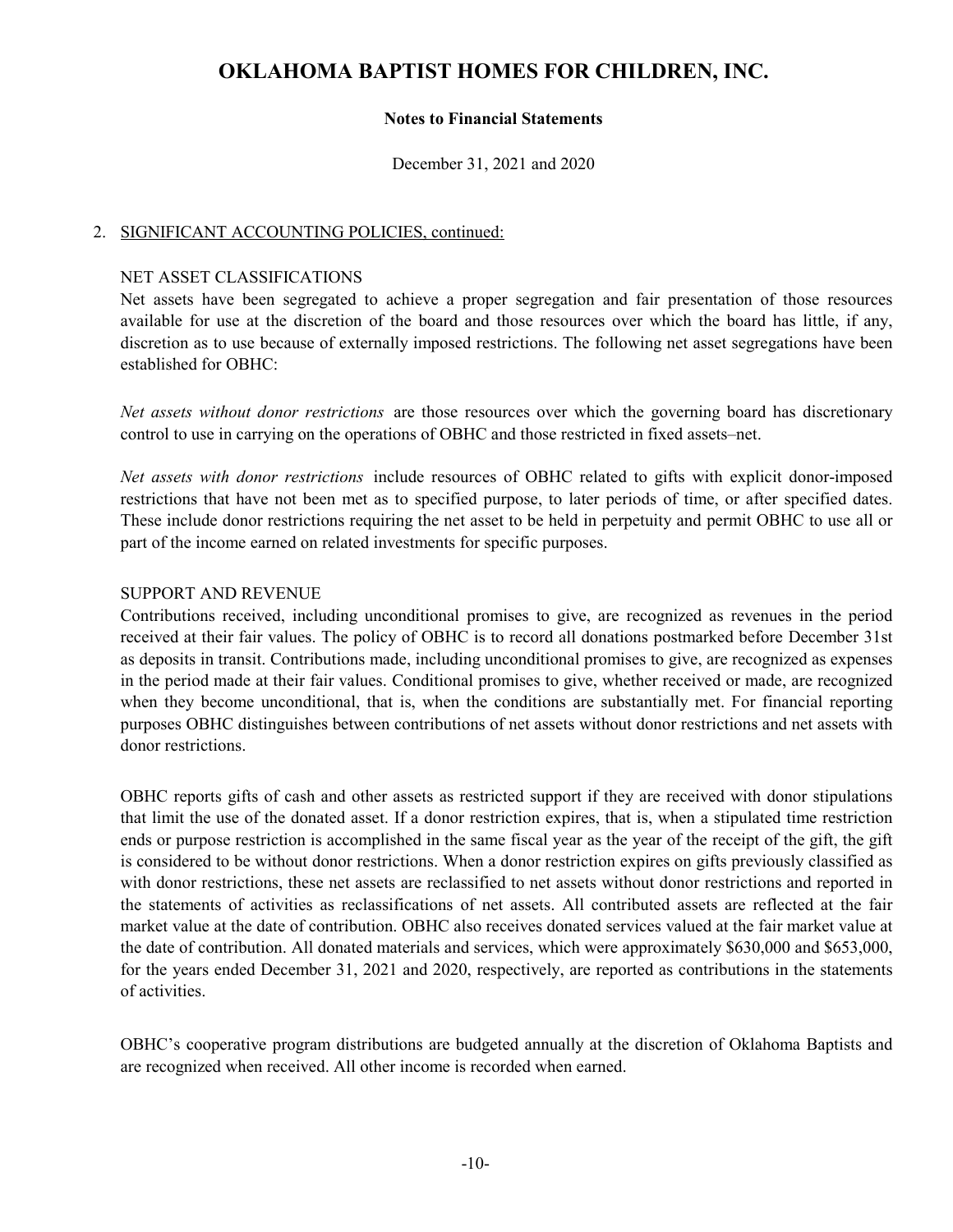# OKLAHOMA BAPTIST HOMES FOR CHILDREN, INC.

**Notes to Financial Statements**

December 31, 2021 and 2020

2. SIGNIFICANT ACCOUNTING POLICIES, continued:

NET ASSET CLASSIFICATIONS

Net assets have been segregated to achieve a proper segregation and fair presentation of those resources available for use at the discretion of the board and those resources over which the board has little, if any, discretion as to use because of externally imposed restrictions. The following net asset segregations have been established for OBHC:

*Net assets without donor restrictions* are those resources over which the governing board has discretionary control to use in carrying on the operations of OBHC and those restricted in fixed assets–net.

*Net assets with donor restrictions* include resources of OBHC related to gifts with explicit donor-imposed restrictions that have not been met as to specified purpose, to later periods of time, or after specified dates. These include donor restrictions requiring the net asset to be held in perpetuity and permit OBHC to use all or part of the income earned on related investments for specific purposes.

SUPPORT AND REVENUE

Contributions received, including unconditional promises to give, are recognized as revenues in the period received at their fair values. The policy of OBHC is to record all donations postmarked before December 31st as deposits in transit. Contributions made, including unconditional promises to give, are recognized as expenses in the period made at their fair values. Conditional promises to give, whether received or made, are recognized when they become unconditional, that is, when the conditions are substantially met. For financial reporting purposes OBHC distinguishes between contributions of net assets without donor restrictions and net assets with donor restrictions.

OBHC reports gifts of cash and other assets as restricted support if they are received with donor stipulations that limit the use of the donated asset. If a donor restriction expires, that is, when a stipulated time restriction ends or purpose restriction is accomplished in the same fiscal year as the year of the receipt of the gift, the gift is considered to be without donor restrictions. When a donor restriction expires on gifts previously classified as with donor restrictions, these net assets are reclassified to net assets without donor restrictions and reported in the statements of activities as reclassifications of net assets. All contributed assets are reflected at the fair market value at the date of contribution. OBHC also receives donated services valued at the fair market value at the date of contribution. All donated materials and services, which were approximately \$630,000 and \$653,000, for the years ended December 31, 2021 and 2020, respectively, are reported as contributions in the statements of activities.

OBHC's cooperative program distributions are budgeted annually at the discretion of Oklahoma Baptists and are recognized when received. All other income is recorded when earned.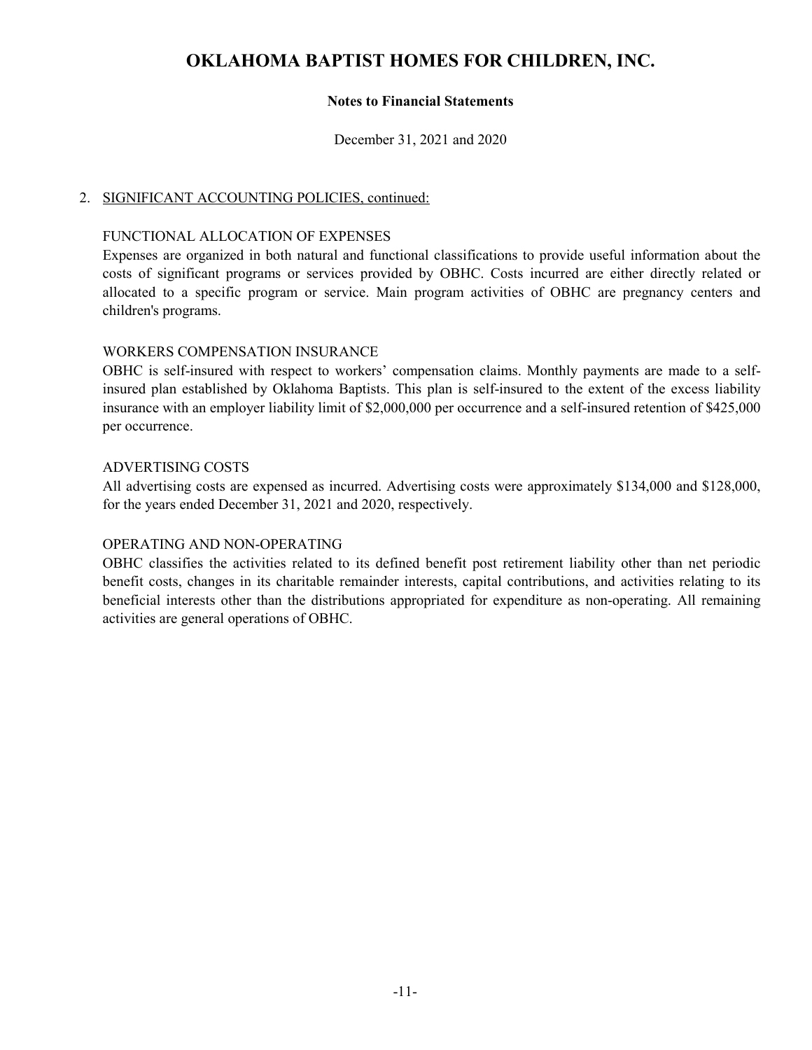# OKLAHOMA BAPTIST HOMES FOR CHILDREN, INC.

**Notes to Financial Statements**

December 31, 2021 and 2020

2. SIGNIFICANT ACCOUNTING POLICIES, continued:

FUNCTIONAL ALLOCATION OF EXPENSES

Expenses are organized in both natural and functional classifications to provide useful information about the costs of significant programs or services provided by OBHC. Costs incurred are either directly related or allocated to a specific program or service. Main program activities of OBHC are pregnancy centers and children's programs.

WORKERS COMPENSATION INSURANCE

OBHC is self-insured with respect to workers' compensation claims. Monthly payments are made to a self-insured plan established by Oklahoma Baptists. This plan is self-insured to the extent of the excess liability insurance with an employer liability limit of $2,000,000 per occurrence and a self-insured retention of $425,000 per occurrence.

ADVERTISING COSTS

All advertising costs are expensed as incurred. Advertising costs were approximately $134,000 and $128,000, for the years ended December 31, 2021 and 2020, respectively.

OPERATING AND NON-OPERATING

OBHC classifies the activities related to its defined benefit post retirement liability other than net periodic benefit costs, changes in its charitable remainder interests, capital contributions, and activities relating to its beneficial interests other than the distributions appropriated for expenditure as non-operating. All remaining activities are general operations of OBHC.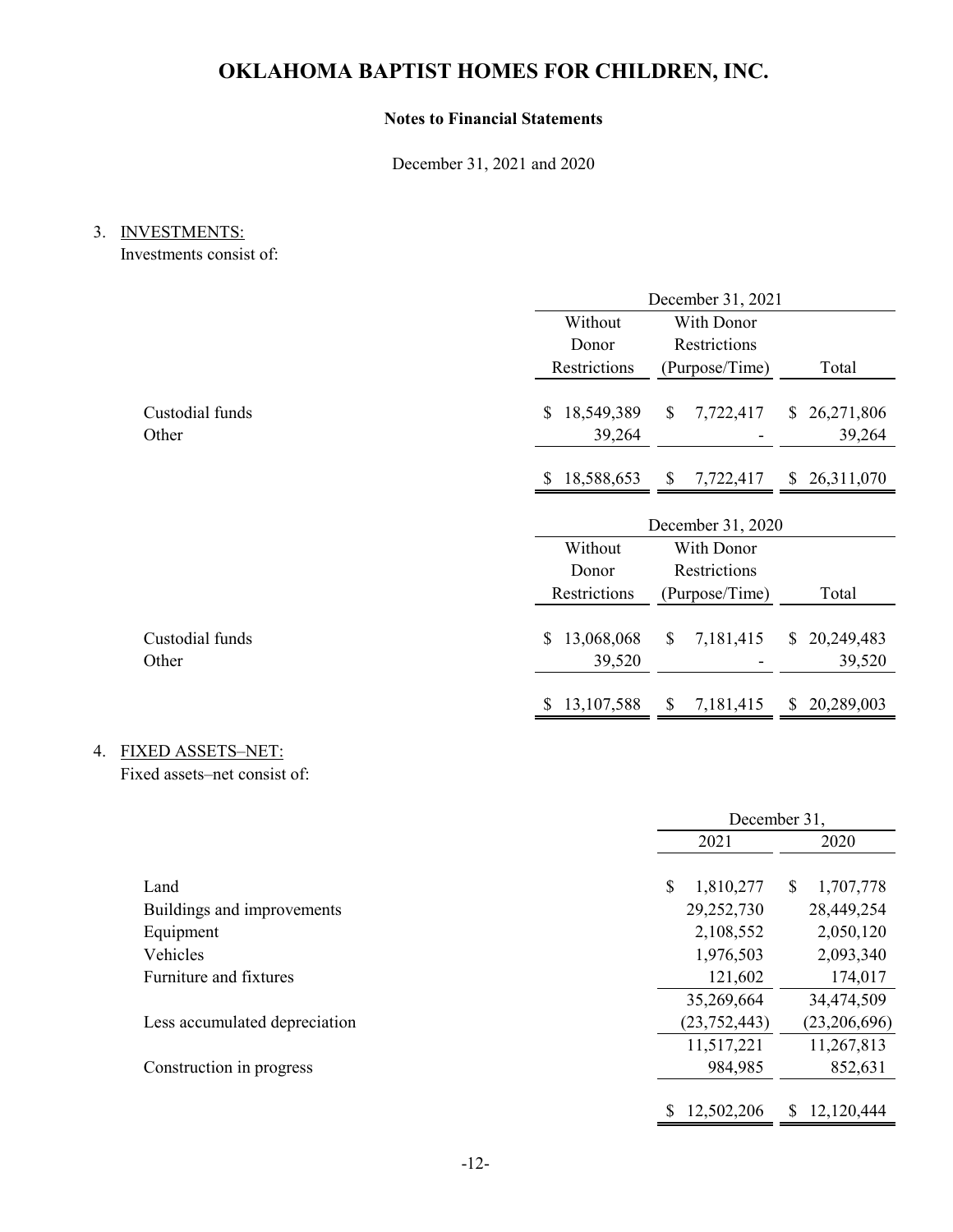# OKLAHOMA BAPTIST HOMES FOR CHILDREN, INC.

**Notes to Financial Statements**

December 31, 2021 and 2020

3. INVESTMENTS:

Investments consist of:

| | December 31, 2021 | | |
|---|---|---|---|
| | Without Donor Restrictions | With Donor Restrictions (Purpose/Time) | Total |
| Custodial funds | $ 18,549,389 | $ 7,722,417 | $ 26,271,806 |
| Other | 39,264 | - | 39,264 |
| | $ 18,588,653 | $ 7,722,417 | $ 26,311,070 |

| | December 31, 2020 | | |
|---|---|---|---|
| | Without Donor Restrictions | With Donor Restrictions (Purpose/Time) | Total |
| Custodial funds | $ 13,068,068 | $ 7,181,415 | $ 20,249,483 |
| Other | 39,520 | - | 39,520 |
| | $ 13,107,588 | $ 7,181,415 | $ 20,289,003 |

4. FIXED ASSETS–NET:

Fixed assets–net consist of:

| | December 31, | |
|---|---|---|
| | 2021 | 2020 |
| Land | $ 1,810,277 | $ 1,707,778 |
| Buildings and improvements | 29,252,730 | 28,449,254 |
| Equipment | 2,108,552 | 2,050,120 |
| Vehicles | 1,976,503 | 2,093,340 |
| Furniture and fixtures | 121,602 | 174,017 |
| | 35,269,664 | 34,474,509 |
| Less accumulated depreciation | (23,752,443) | (23,206,696) |
| | 11,517,221 | 11,267,813 |
| Construction in progress | 984,985 | 852,631 |
| | $ 12,502,206 | $ 12,120,444 |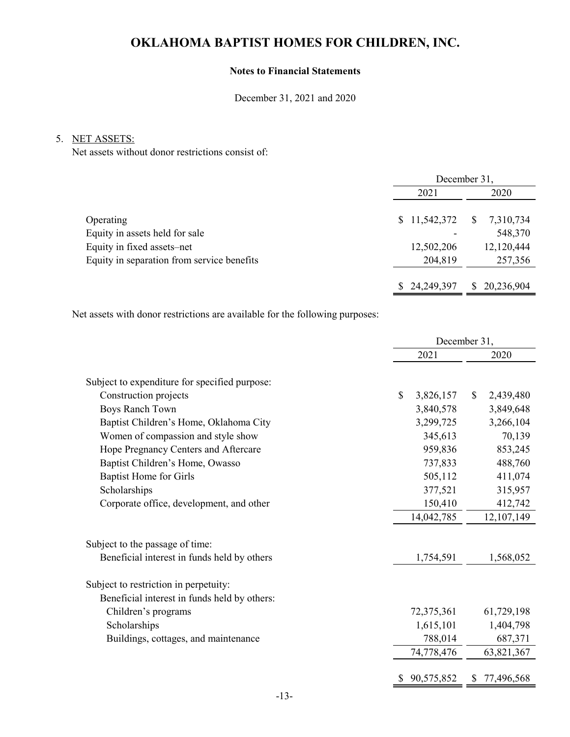# OKLAHOMA BAPTIST HOMES FOR CHILDREN, INC.

**Notes to Financial Statements**

December 31, 2021 and 2020

5. NET ASSETS:

Net assets without donor restrictions consist of:

| | December 31, 2021 | December 31, 2020 |
|---|---|---|
| Operating | $ 11,542,372 | $ 7,310,734 |
| Equity in assets held for sale | - | 548,370 |
| Equity in fixed assets–net | 12,502,206 | 12,120,444 |
| Equity in separation from service benefits | 204,819 | 257,356 |
| | $ 24,249,397 | $ 20,236,904 |

Net assets with donor restrictions are available for the following purposes:

| | December 31, 2021 | December 31, 2020 |
|---|---|---|
| Subject to expenditure for specified purpose: | | |
| Construction projects | $ 3,826,157 | $ 2,439,480 |
| Boys Ranch Town | 3,840,578 | 3,849,648 |
| Baptist Children's Home, Oklahoma City | 3,299,725 | 3,266,104 |
| Women of compassion and style show | 345,613 | 70,139 |
| Hope Pregnancy Centers and Aftercare | 959,836 | 853,245 |
| Baptist Children's Home, Owasso | 737,833 | 488,760 |
| Baptist Home for Girls | 505,112 | 411,074 |
| Scholarships | 377,521 | 315,957 |
| Corporate office, development, and other | 150,410 | 412,742 |
| | 14,042,785 | 12,107,149 |
| Subject to the passage of time: | | |
| Beneficial interest in funds held by others | 1,754,591 | 1,568,052 |
| Subject to restriction in perpetuity: | | |
| Beneficial interest in funds held by others: | | |
| Children's programs | 72,375,361 | 61,729,198 |
| Scholarships | 1,615,101 | 1,404,798 |
| Buildings, cottages, and maintenance | 788,014 | 687,371 |
| | 74,778,476 | 63,821,367 |
| | $ 90,575,852 | $ 77,496,568 |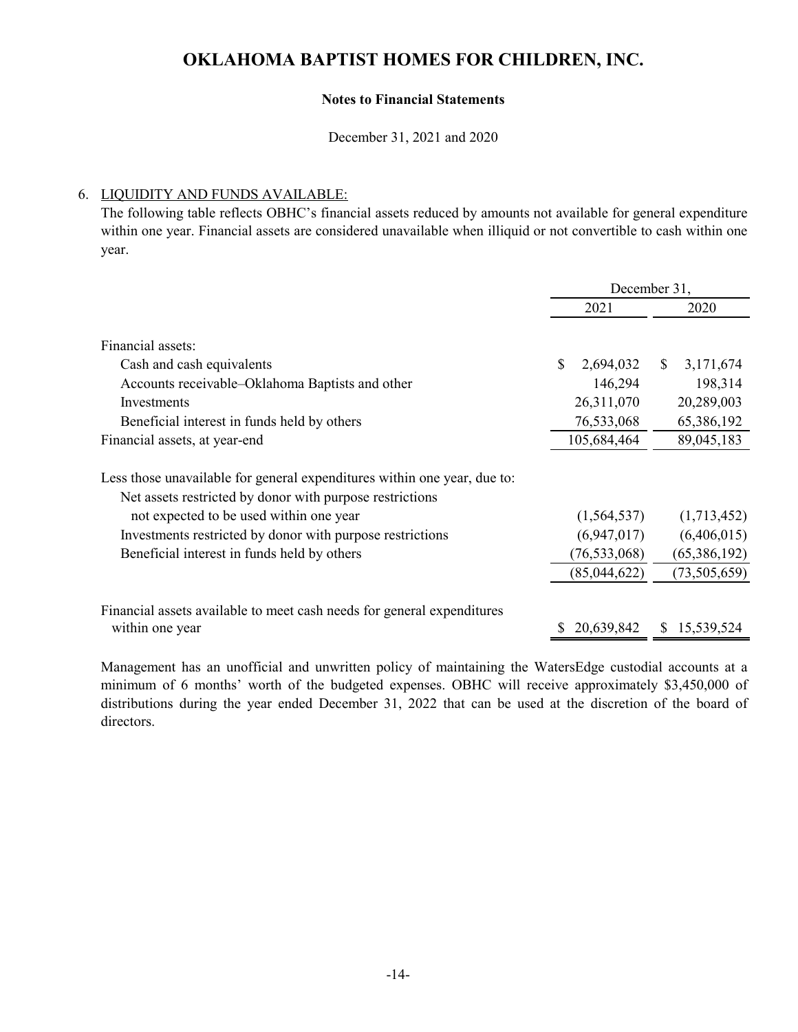# OKLAHOMA BAPTIST HOMES FOR CHILDREN, INC.

**Notes to Financial Statements**

December 31, 2021 and 2020

6. LIQUIDITY AND FUNDS AVAILABLE:

The following table reflects OBHC's financial assets reduced by amounts not available for general expenditure within one year. Financial assets are considered unavailable when illiquid or not convertible to cash within one year.

| | December 31, | |
|---|---|---|
| | 2021 | 2020 |
| Financial assets: | | |
| Cash and cash equivalents | $ 2,694,032 | $ 3,171,674 |
| Accounts receivable–Oklahoma Baptists and other | 146,294 | 198,314 |
| Investments | 26,311,070 | 20,289,003 |
| Beneficial interest in funds held by others | 76,533,068 | 65,386,192 |
| Financial assets, at year-end | 105,684,464 | 89,045,183 |
| Less those unavailable for general expenditures within one year, due to: | | |
| Net assets restricted by donor with purpose restrictions not expected to be used within one year | (1,564,537) | (1,713,452) |
| Investments restricted by donor with purpose restrictions | (6,947,017) | (6,406,015) |
| Beneficial interest in funds held by others | (76,533,068) | (65,386,192) |
| | (85,044,622) | (73,505,659) |
| Financial assets available to meet cash needs for general expenditures within one year | $ 20,639,842 | $ 15,539,524 |

Management has an unofficial and unwritten policy of maintaining the WatersEdge custodial accounts at a minimum of 6 months' worth of the budgeted expenses. OBHC will receive approximately $3,450,000 of distributions during the year ended December 31, 2022 that can be used at the discretion of the board of directors.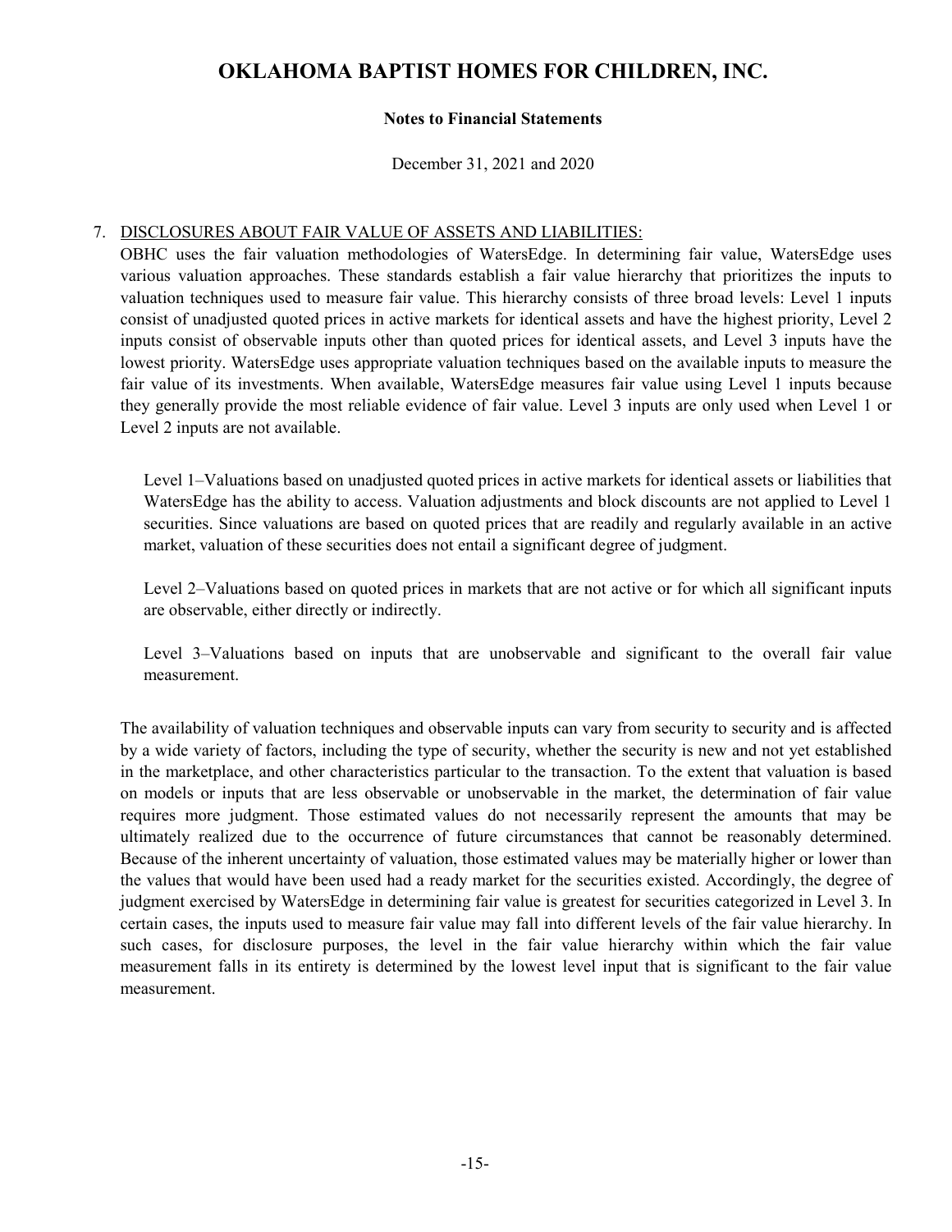# OKLAHOMA BAPTIST HOMES FOR CHILDREN, INC.

**Notes to Financial Statements**

December 31, 2021 and 2020

7. DISCLOSURES ABOUT FAIR VALUE OF ASSETS AND LIABILITIES:

OBHC uses the fair valuation methodologies of WatersEdge. In determining fair value, WatersEdge uses various valuation approaches. These standards establish a fair value hierarchy that prioritizes the inputs to valuation techniques used to measure fair value. This hierarchy consists of three broad levels: Level 1 inputs consist of unadjusted quoted prices in active markets for identical assets and have the highest priority, Level 2 inputs consist of observable inputs other than quoted prices for identical assets, and Level 3 inputs have the lowest priority. WatersEdge uses appropriate valuation techniques based on the available inputs to measure the fair value of its investments. When available, WatersEdge measures fair value using Level 1 inputs because they generally provide the most reliable evidence of fair value. Level 3 inputs are only used when Level 1 or Level 2 inputs are not available.

Level 1–Valuations based on unadjusted quoted prices in active markets for identical assets or liabilities that WatersEdge has the ability to access. Valuation adjustments and block discounts are not applied to Level 1 securities. Since valuations are based on quoted prices that are readily and regularly available in an active market, valuation of these securities does not entail a significant degree of judgment.

Level 2–Valuations based on quoted prices in markets that are not active or for which all significant inputs are observable, either directly or indirectly.

Level 3–Valuations based on inputs that are unobservable and significant to the overall fair value measurement.

The availability of valuation techniques and observable inputs can vary from security to security and is affected by a wide variety of factors, including the type of security, whether the security is new and not yet established in the marketplace, and other characteristics particular to the transaction. To the extent that valuation is based on models or inputs that are less observable or unobservable in the market, the determination of fair value requires more judgment. Those estimated values do not necessarily represent the amounts that may be ultimately realized due to the occurrence of future circumstances that cannot be reasonably determined. Because of the inherent uncertainty of valuation, those estimated values may be materially higher or lower than the values that would have been used had a ready market for the securities existed. Accordingly, the degree of judgment exercised by WatersEdge in determining fair value is greatest for securities categorized in Level 3. In certain cases, the inputs used to measure fair value may fall into different levels of the fair value hierarchy. In such cases, for disclosure purposes, the level in the fair value hierarchy within which the fair value measurement falls in its entirety is determined by the lowest level input that is significant to the fair value measurement.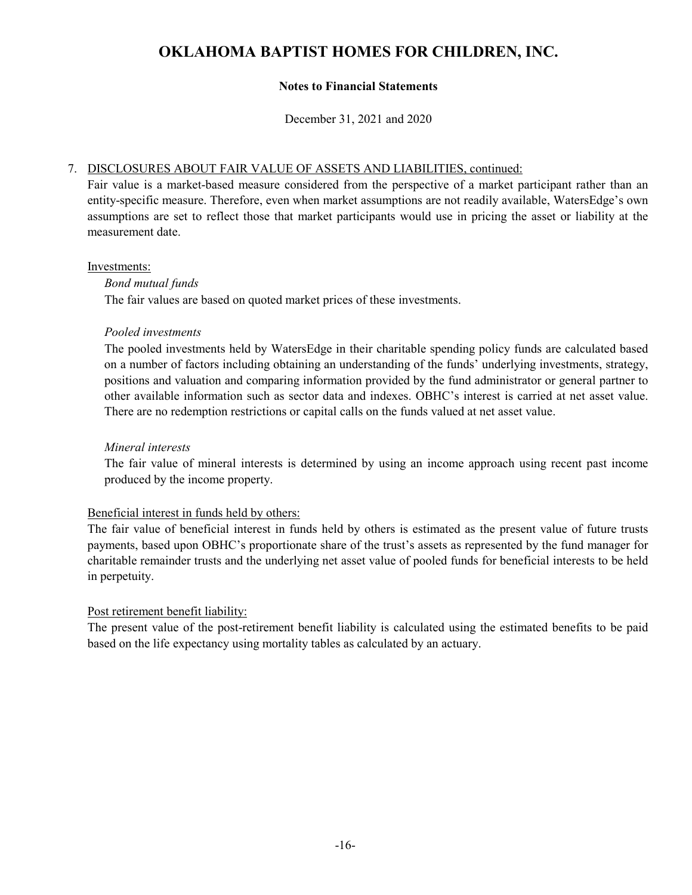# OKLAHOMA BAPTIST HOMES FOR CHILDREN, INC.

**Notes to Financial Statements**

December 31, 2021 and 2020

7. DISCLOSURES ABOUT FAIR VALUE OF ASSETS AND LIABILITIES, continued:

Fair value is a market-based measure considered from the perspective of a market participant rather than an entity-specific measure. Therefore, even when market assumptions are not readily available, WatersEdge's own assumptions are set to reflect those that market participants would use in pricing the asset or liability at the measurement date.

Investments:

*Bond mutual funds*

The fair values are based on quoted market prices of these investments.

*Pooled investments*

The pooled investments held by WatersEdge in their charitable spending policy funds are calculated based on a number of factors including obtaining an understanding of the funds' underlying investments, strategy, positions and valuation and comparing information provided by the fund administrator or general partner to other available information such as sector data and indexes. OBHC's interest is carried at net asset value. There are no redemption restrictions or capital calls on the funds valued at net asset value.

*Mineral interests*

The fair value of mineral interests is determined by using an income approach using recent past income produced by the income property.

Beneficial interest in funds held by others:

The fair value of beneficial interest in funds held by others is estimated as the present value of future trusts payments, based upon OBHC's proportionate share of the trust's assets as represented by the fund manager for charitable remainder trusts and the underlying net asset value of pooled funds for beneficial interests to be held in perpetuity.

Post retirement benefit liability:

The present value of the post-retirement benefit liability is calculated using the estimated benefits to be paid based on the life expectancy using mortality tables as calculated by an actuary.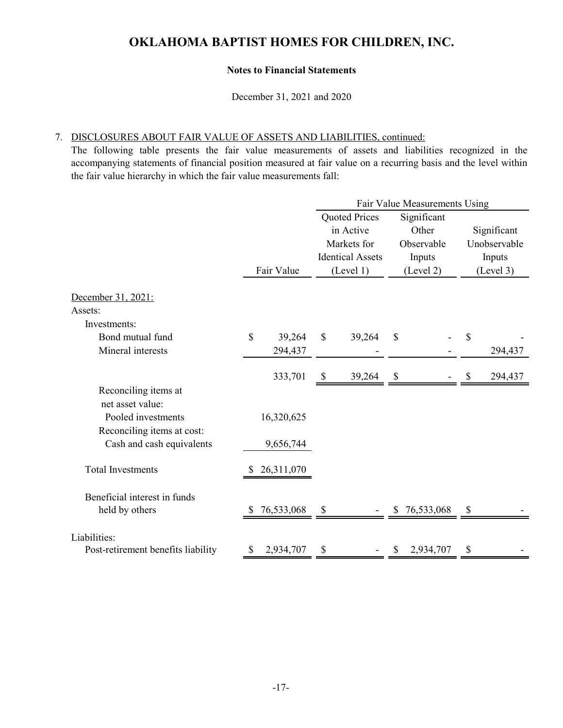# OKLAHOMA BAPTIST HOMES FOR CHILDREN, INC.

**Notes to Financial Statements**

December 31, 2021 and 2020

7. DISCLOSURES ABOUT FAIR VALUE OF ASSETS AND LIABILITIES, continued:

The following table presents the fair value measurements of assets and liabilities recognized in the accompanying statements of financial position measured at fair value on a recurring basis and the level within the fair value hierarchy in which the fair value measurements fall:

| | | Fair Value Measurements Using | | |
|---|---|---|---|---|
| | Fair Value | Quoted Prices in Active Markets for Identical Assets (Level 1) | Significant Other Observable Inputs (Level 2) | Significant Unobservable Inputs (Level 3) |
| December 31, 2021: | | | | |
| Assets: | | | | |
| Investments: | | | | |
| Bond mutual fund | $ 39,264 | $ 39,264 | $ - | $ - |
| Mineral interests | 294,437 | - | - | 294,437 |
| | 333,701 | $ 39,264 | $ - | $ 294,437 |
| Reconciling items at net asset value: | | | | |
| Pooled investments | 16,320,625 | | | |
| Reconciling items at cost: | | | | |
| Cash and cash equivalents | 9,656,744 | | | |
| Total Investments | $ 26,311,070 | | | |
| Beneficial interest in funds held by others | $ 76,533,068 | $ - | $ 76,533,068 | $ - |
| Liabilities: | | | | |
| Post-retirement benefits liability | $ 2,934,707 | $ - | $ 2,934,707 | $ - |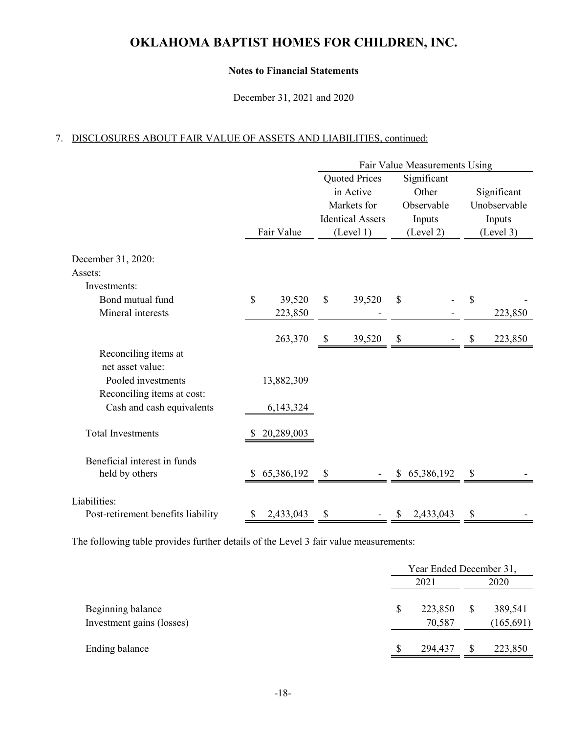# OKLAHOMA BAPTIST HOMES FOR CHILDREN, INC.

**Notes to Financial Statements**

December 31, 2021 and 2020

7. DISCLOSURES ABOUT FAIR VALUE OF ASSETS AND LIABILITIES, continued:

| | | Fair Value Measurements Using | | |
|---|---|---|---|---|
| | Fair Value | Quoted Prices in Active Markets for Identical Assets (Level 1) | Significant Other Observable Inputs (Level 2) | Significant Unobservable Inputs (Level 3) |
| December 31, 2020: | | | | |
| Assets: | | | | |
| Investments: | | | | |
| Bond mutual fund | $ 39,520 | $ 39,520 | $ - | $ - |
| Mineral interests | 223,850 | - | - | 223,850 |
| | 263,370 | $ 39,520 | $ - | $ 223,850 |
| Reconciling items at net asset value: | | | | |
| Pooled investments | 13,882,309 | | | |
| Reconciling items at cost: | | | | |
| Cash and cash equivalents | 6,143,324 | | | |
| Total Investments | $ 20,289,003 | | | |
| Beneficial interest in funds held by others | $ 65,386,192 | $ - | $ 65,386,192 | $ - |
| Liabilities: | | | | |
| Post-retirement benefits liability | $ 2,433,043 | $ - | $ 2,433,043 | $ - |

The following table provides further details of the Level 3 fair value measurements:

| | Year Ended December 31, | |
|---|---|---|
| | 2021 | 2020 |
| Beginning balance | $ 223,850 | $ 389,541 |
| Investment gains (losses) | 70,587 | (165,691) |
| Ending balance | $ 294,437 | $ 223,850 |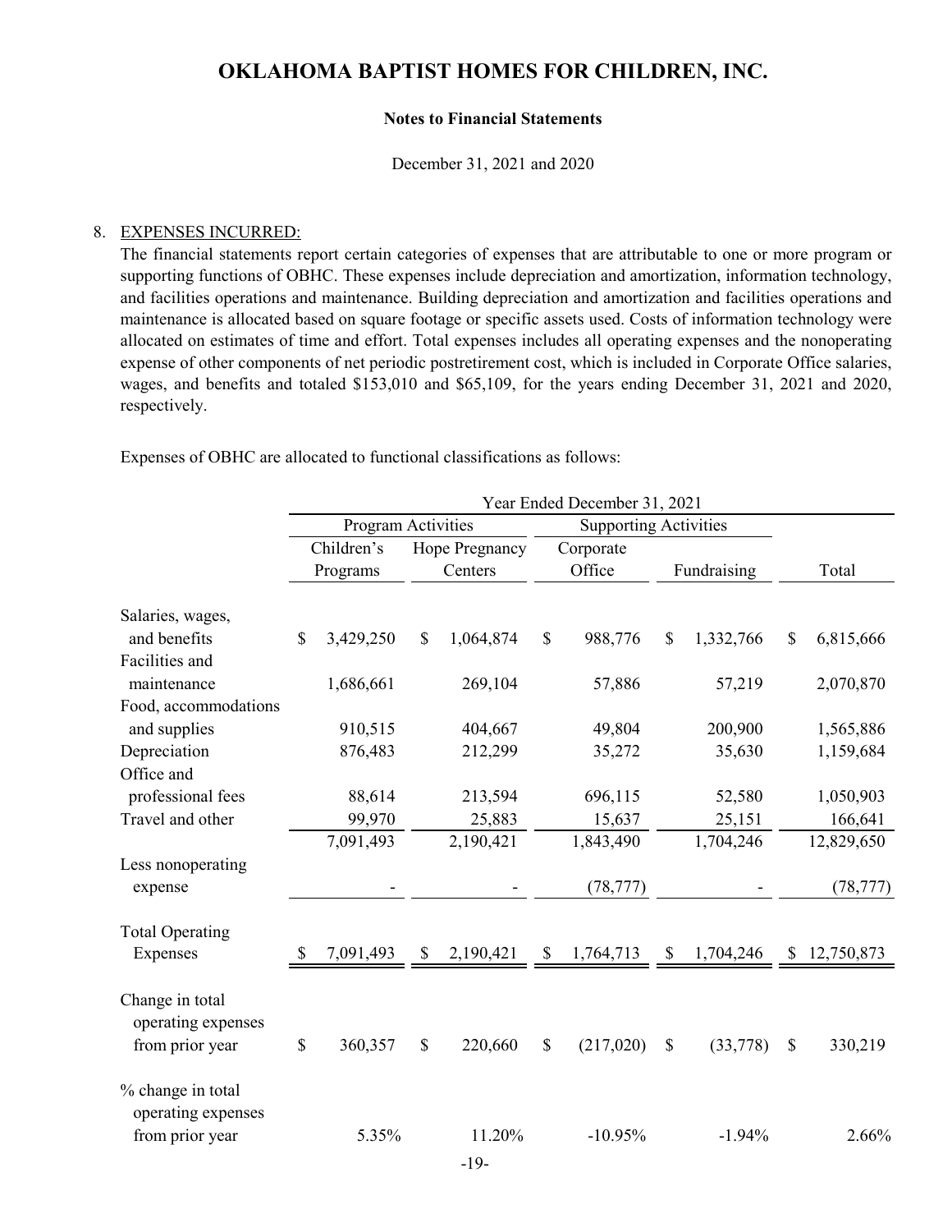# OKLAHOMA BAPTIST HOMES FOR CHILDREN, INC.

**Notes to Financial Statements**

December 31, 2021 and 2020

8. EXPENSES INCURRED:

The financial statements report certain categories of expenses that are attributable to one or more program or supporting functions of OBHC. These expenses include depreciation and amortization, information technology, and facilities operations and maintenance. Building depreciation and amortization and facilities operations and maintenance is allocated based on square footage or specific assets used. Costs of information technology were allocated on estimates of time and effort. Total expenses includes all operating expenses and the nonoperating expense of other components of net periodic postretirement cost, which is included in Corporate Office salaries, wages, and benefits and totaled $153,010 and $65,109, for the years ending December 31, 2021 and 2020, respectively.

Expenses of OBHC are allocated to functional classifications as follows:

| | Year Ended December 31, 2021 | | | | |
|---|---|---|---|---|---|
| | Program Activities | | Supporting Activities | | |
| | Children's Programs | Hope Pregnancy Centers | Corporate Office | Fundraising | Total |
| Salaries, wages, and benefits | $ 3,429,250 | $ 1,064,874 | $ 988,776 | $ 1,332,766 | $ 6,815,666 |
| Facilities and maintenance | 1,686,661 | 269,104 | 57,886 | 57,219 | 2,070,870 |
| Food, accommodations and supplies | 910,515 | 404,667 | 49,804 | 200,900 | 1,565,886 |
| Depreciation | 876,483 | 212,299 | 35,272 | 35,630 | 1,159,684 |
| Office and professional fees | 88,614 | 213,594 | 696,115 | 52,580 | 1,050,903 |
| Travel and other | 99,970 | 25,883 | 15,637 | 25,151 | 166,641 |
| | 7,091,493 | 2,190,421 | 1,843,490 | 1,704,246 | 12,829,650 |
| Less nonoperating expense | - | - | (78,777) | - | (78,777) |
| Total Operating Expenses | $ 7,091,493 | $ 2,190,421 | $ 1,764,713 | $ 1,704,246 | $ 12,750,873 |
| Change in total operating expenses from prior year | $ 360,357 | $ 220,660 | $ (217,020) | $ (33,778) | $ 330,219 |
| % change in total operating expenses from prior year | 5.35% | 11.20% | -10.95% | -1.94% | 2.66% |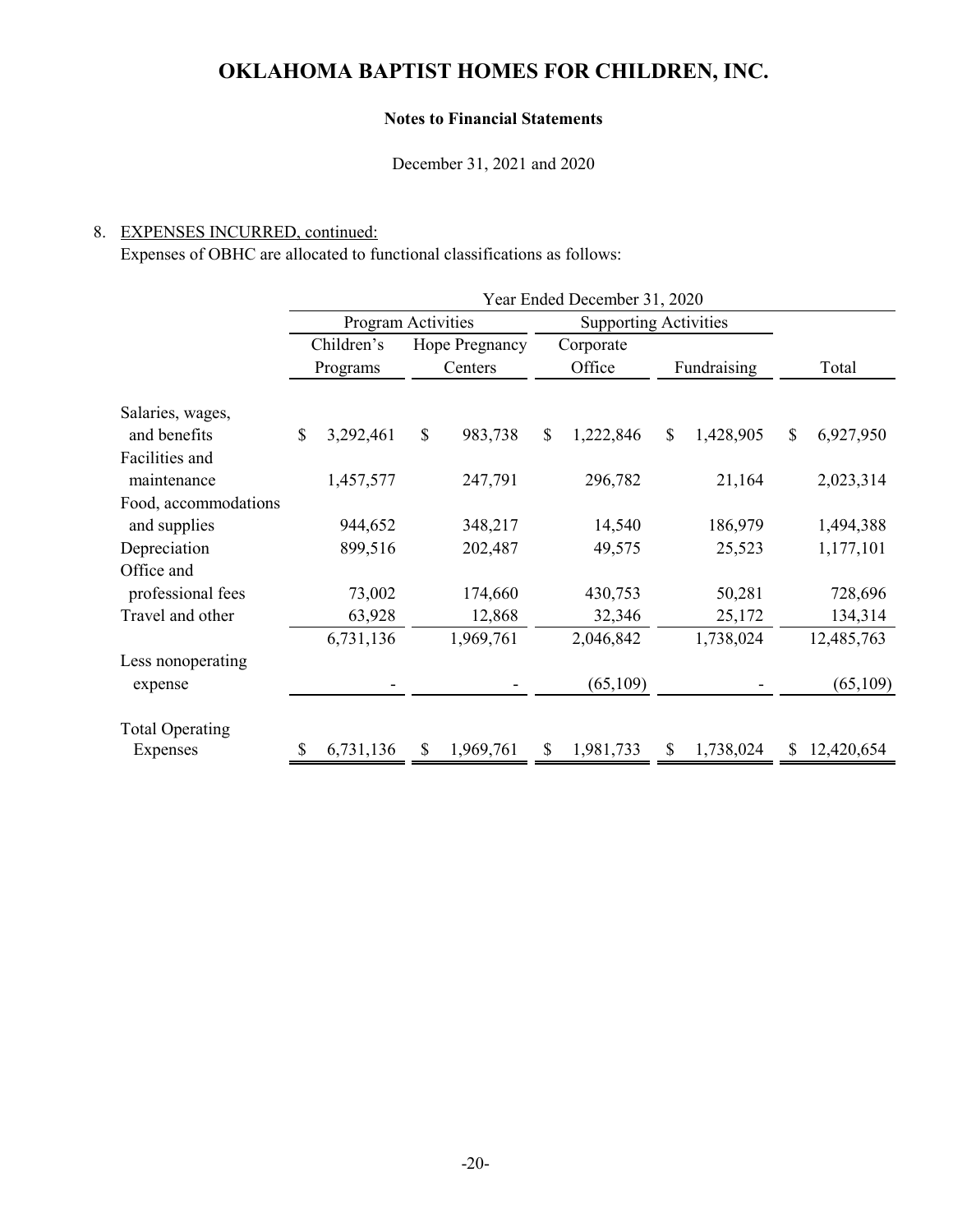# OKLAHOMA BAPTIST HOMES FOR CHILDREN, INC.

**Notes to Financial Statements**

December 31, 2021 and 2020

8. EXPENSES INCURRED, continued:

Expenses of OBHC are allocated to functional classifications as follows:

| | Year Ended December 31, 2020 | | | | |
|---|---|---|---|---|---|
| | Program Activities | | Supporting Activities | | |
| | Children's Programs | Hope Pregnancy Centers | Corporate Office | Fundraising | Total |
| Salaries, wages, and benefits | $ 3,292,461 | $ 983,738 | $ 1,222,846 | $ 1,428,905 | $ 6,927,950 |
| Facilities and maintenance | 1,457,577 | 247,791 | 296,782 | 21,164 | 2,023,314 |
| Food, accommodations and supplies | 944,652 | 348,217 | 14,540 | 186,979 | 1,494,388 |
| Depreciation | 899,516 | 202,487 | 49,575 | 25,523 | 1,177,101 |
| Office and professional fees | 73,002 | 174,660 | 430,753 | 50,281 | 728,696 |
| Travel and other | 63,928 | 12,868 | 32,346 | 25,172 | 134,314 |
| | 6,731,136 | 1,969,761 | 2,046,842 | 1,738,024 | 12,485,763 |
| Less nonoperating expense | - | - | (65,109) | - | (65,109) |
| Total Operating Expenses | $ 6,731,136 | $ 1,969,761 | $ 1,981,733 | $ 1,738,024 | $ 12,420,654 |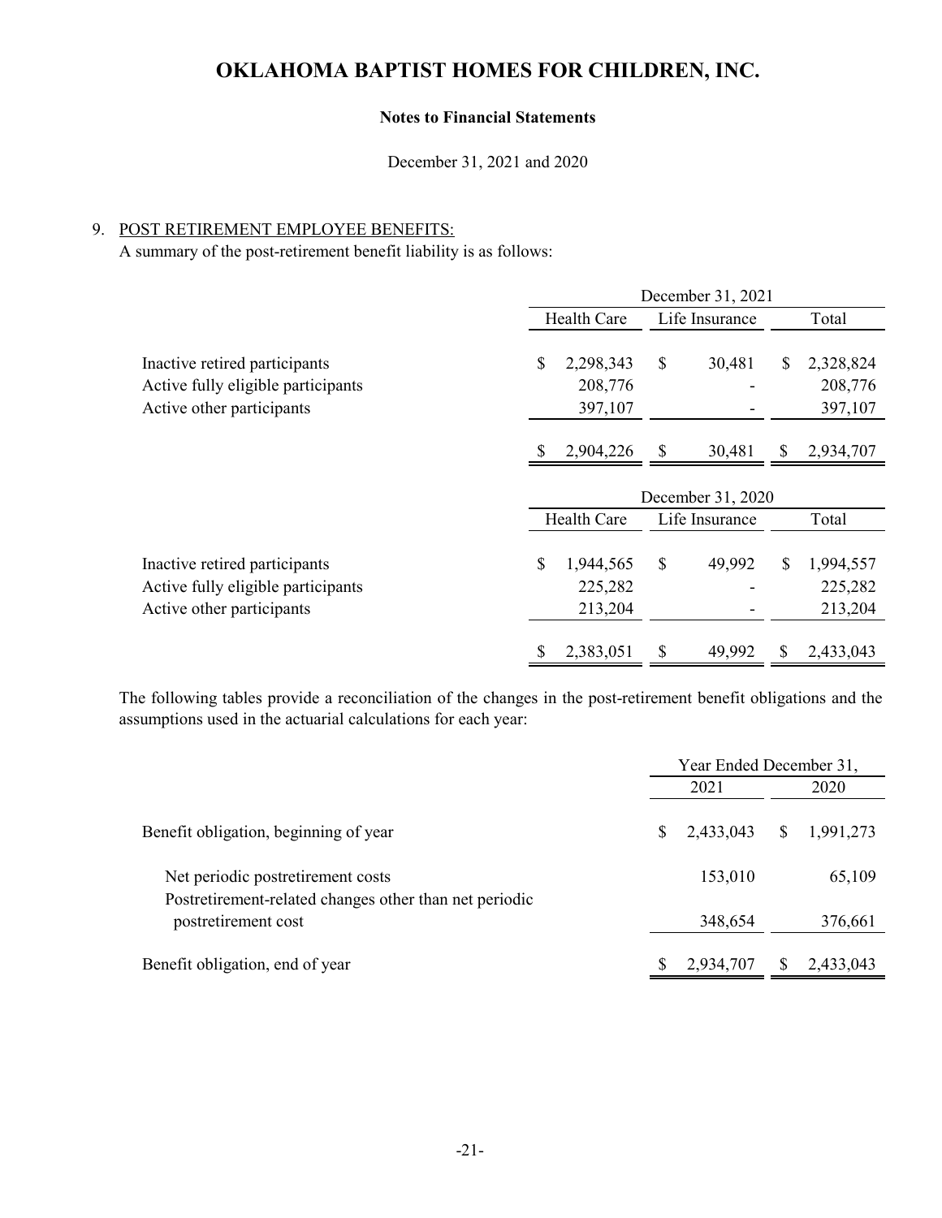# OKLAHOMA BAPTIST HOMES FOR CHILDREN, INC.

**Notes to Financial Statements**

December 31, 2021 and 2020

9. POST RETIREMENT EMPLOYEE BENEFITS:

A summary of the post-retirement benefit liability is as follows:

| | December 31, 2021 | | |
|---|---|---|---|
| | Health Care | Life Insurance | Total |
| Inactive retired participants | $ 2,298,343 | $ 30,481 | $ 2,328,824 |
| Active fully eligible participants | 208,776 | - | 208,776 |
| Active other participants | 397,107 | - | 397,107 |
| | $ 2,904,226 | $ 30,481 | $ 2,934,707 |

| | December 31, 2020 | | |
|---|---|---|---|
| | Health Care | Life Insurance | Total |
| Inactive retired participants | $ 1,944,565 | $ 49,992 | $ 1,994,557 |
| Active fully eligible participants | 225,282 | - | 225,282 |
| Active other participants | 213,204 | - | 213,204 |
| | $ 2,383,051 | $ 49,992 | $ 2,433,043 |

The following tables provide a reconciliation of the changes in the post-retirement benefit obligations and the assumptions used in the actuarial calculations for each year:

| | Year Ended December 31, | |
|---|---|---|
| | 2021 | 2020 |
| Benefit obligation, beginning of year | $ 2,433,043 | $ 1,991,273 |
| Net periodic postretirement costs | 153,010 | 65,109 |
| Postretirement-related changes other than net periodic postretirement cost | 348,654 | 376,661 |
| Benefit obligation, end of year | $ 2,934,707 | $ 2,433,043 |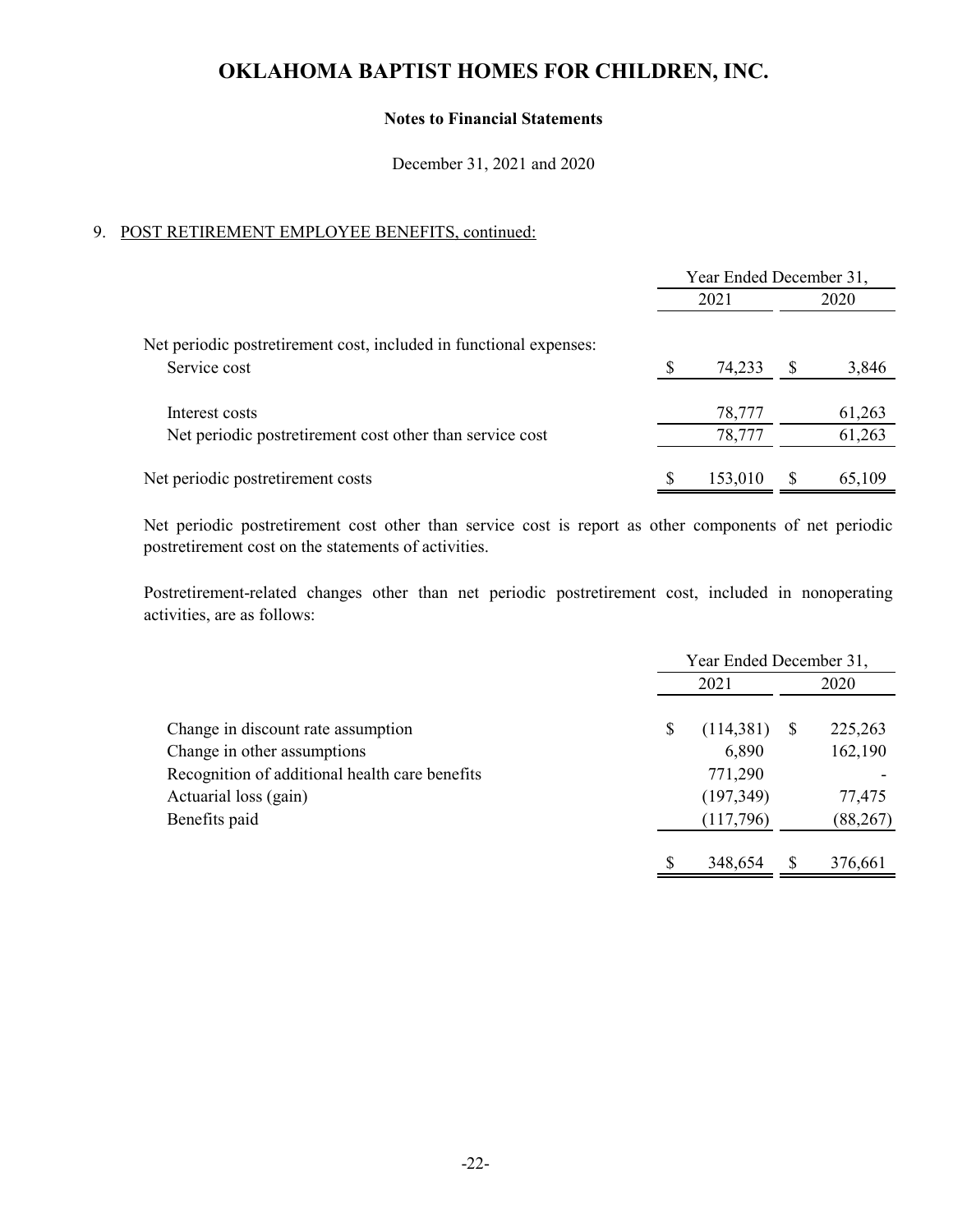# OKLAHOMA BAPTIST HOMES FOR CHILDREN, INC.

**Notes to Financial Statements**

December 31, 2021 and 2020

9. POST RETIREMENT EMPLOYEE BENEFITS, continued:

| | Year Ended December 31, | |
|---|---|---|
| | 2021 | 2020 |
| Net periodic postretirement cost, included in functional expenses: | | |
| Service cost | $ 74,233 | $ 3,846 |
| Interest costs | 78,777 | 61,263 |
| Net periodic postretirement cost other than service cost | 78,777 | 61,263 |
| Net periodic postretirement costs | $ 153,010 | $ 65,109 |

Net periodic postretirement cost other than service cost is report as other components of net periodic postretirement cost on the statements of activities.

Postretirement-related changes other than net periodic postretirement cost, included in nonoperating activities, are as follows:

| | Year Ended December 31, | |
|---|---|---|
| | 2021 | 2020 |
| Change in discount rate assumption | $ (114,381) | $ 225,263 |
| Change in other assumptions | 6,890 | 162,190 |
| Recognition of additional health care benefits | 771,290 | - |
| Actuarial loss (gain) | (197,349) | 77,475 |
| Benefits paid | (117,796) | (88,267) |
| | $ 348,654 | $ 376,661 |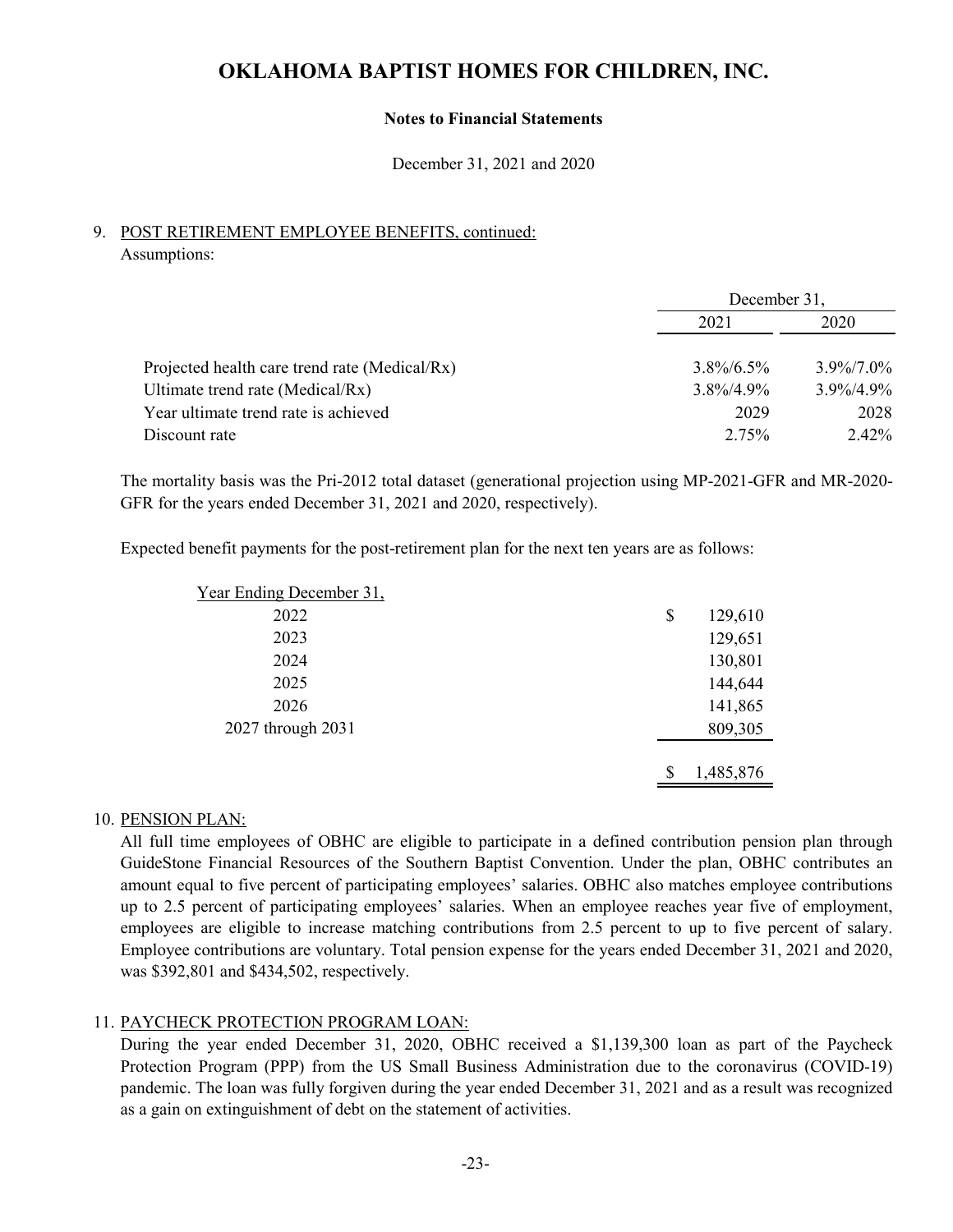# OKLAHOMA BAPTIST HOMES FOR CHILDREN, INC.

**Notes to Financial Statements**

December 31, 2021 and 2020

9. POST RETIREMENT EMPLOYEE BENEFITS, continued:

Assumptions:

| | December 31, | |
|---|---|---|
| | 2021 | 2020 |
| Projected health care trend rate (Medical/Rx) | 3.8%/6.5% | 3.9%/7.0% |
| Ultimate trend rate (Medical/Rx) | 3.8%/4.9% | 3.9%/4.9% |
| Year ultimate trend rate is achieved | 2029 | 2028 |
| Discount rate | 2.75% | 2.42% |

The mortality basis was the Pri-2012 total dataset (generational projection using MP-2021-GFR and MR-2020-GFR for the years ended December 31, 2021 and 2020, respectively).

Expected benefit payments for the post-retirement plan for the next ten years are as follows:

| Year Ending December 31, | |
|---|---|
| 2022 | $ 129,610 |
| 2023 | 129,651 |
| 2024 | 130,801 |
| 2025 | 144,644 |
| 2026 | 141,865 |
| 2027 through 2031 | 809,305 |
| | $ 1,485,876 |

10. PENSION PLAN:

All full time employees of OBHC are eligible to participate in a defined contribution pension plan through GuideStone Financial Resources of the Southern Baptist Convention. Under the plan, OBHC contributes an amount equal to five percent of participating employees' salaries. OBHC also matches employee contributions up to 2.5 percent of participating employees' salaries. When an employee reaches year five of employment, employees are eligible to increase matching contributions from 2.5 percent to up to five percent of salary. Employee contributions are voluntary. Total pension expense for the years ended December 31, 2021 and 2020, was $392,801 and $434,502, respectively.

11. PAYCHECK PROTECTION PROGRAM LOAN:

During the year ended December 31, 2020, OBHC received a $1,139,300 loan as part of the Paycheck Protection Program (PPP) from the US Small Business Administration due to the coronavirus (COVID-19) pandemic. The loan was fully forgiven during the year ended December 31, 2021 and as a result was recognized as a gain on extinguishment of debt on the statement of activities.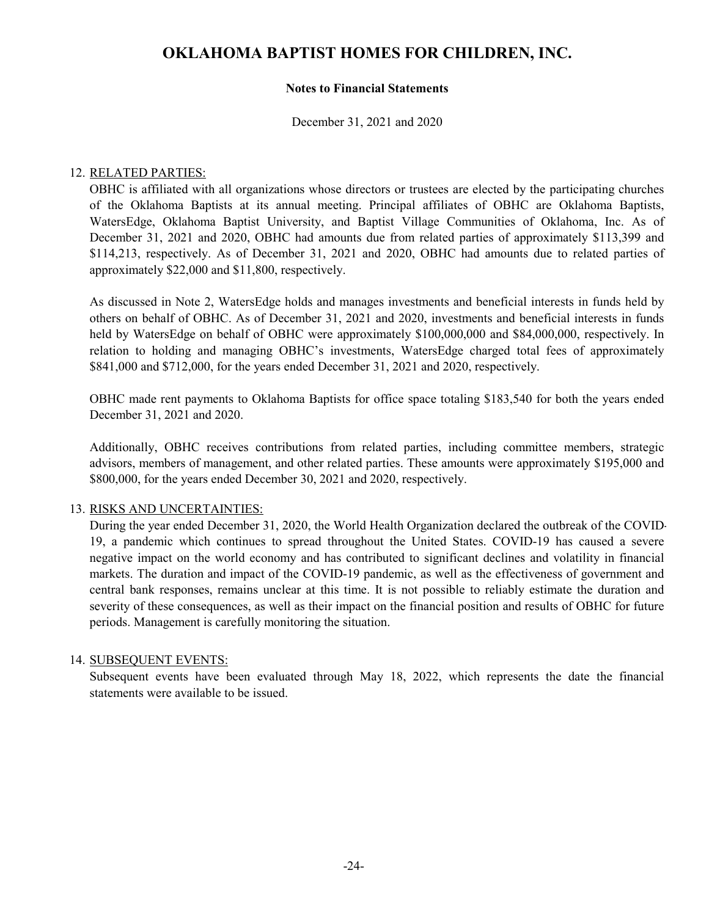# OKLAHOMA BAPTIST HOMES FOR CHILDREN, INC.

**Notes to Financial Statements**

December 31, 2021 and 2020

## 12. RELATED PARTIES:

OBHC is affiliated with all organizations whose directors or trustees are elected by the participating churches of the Oklahoma Baptists at its annual meeting. Principal affiliates of OBHC are Oklahoma Baptists, WatersEdge, Oklahoma Baptist University, and Baptist Village Communities of Oklahoma, Inc. As of December 31, 2021 and 2020, OBHC had amounts due from related parties of approximately $113,399 and $114,213, respectively. As of December 31, 2021 and 2020, OBHC had amounts due to related parties of approximately $22,000 and $11,800, respectively.

As discussed in Note 2, WatersEdge holds and manages investments and beneficial interests in funds held by others on behalf of OBHC. As of December 31, 2021 and 2020, investments and beneficial interests in funds held by WatersEdge on behalf of OBHC were approximately $100,000,000 and $84,000,000, respectively. In relation to holding and managing OBHC's investments, WatersEdge charged total fees of approximately $841,000 and $712,000, for the years ended December 31, 2021 and 2020, respectively.

OBHC made rent payments to Oklahoma Baptists for office space totaling $183,540 for both the years ended December 31, 2021 and 2020.

Additionally, OBHC receives contributions from related parties, including committee members, strategic advisors, members of management, and other related parties. These amounts were approximately $195,000 and $800,000, for the years ended December 30, 2021 and 2020, respectively.

## 13. RISKS AND UNCERTAINTIES:

During the year ended December 31, 2020, the World Health Organization declared the outbreak of the COVID-19, a pandemic which continues to spread throughout the United States. COVID-19 has caused a severe negative impact on the world economy and has contributed to significant declines and volatility in financial markets. The duration and impact of the COVID-19 pandemic, as well as the effectiveness of government and central bank responses, remains unclear at this time. It is not possible to reliably estimate the duration and severity of these consequences, as well as their impact on the financial position and results of OBHC for future periods. Management is carefully monitoring the situation.

## 14. SUBSEQUENT EVENTS:

Subsequent events have been evaluated through May 18, 2022, which represents the date the financial statements were available to be issued.